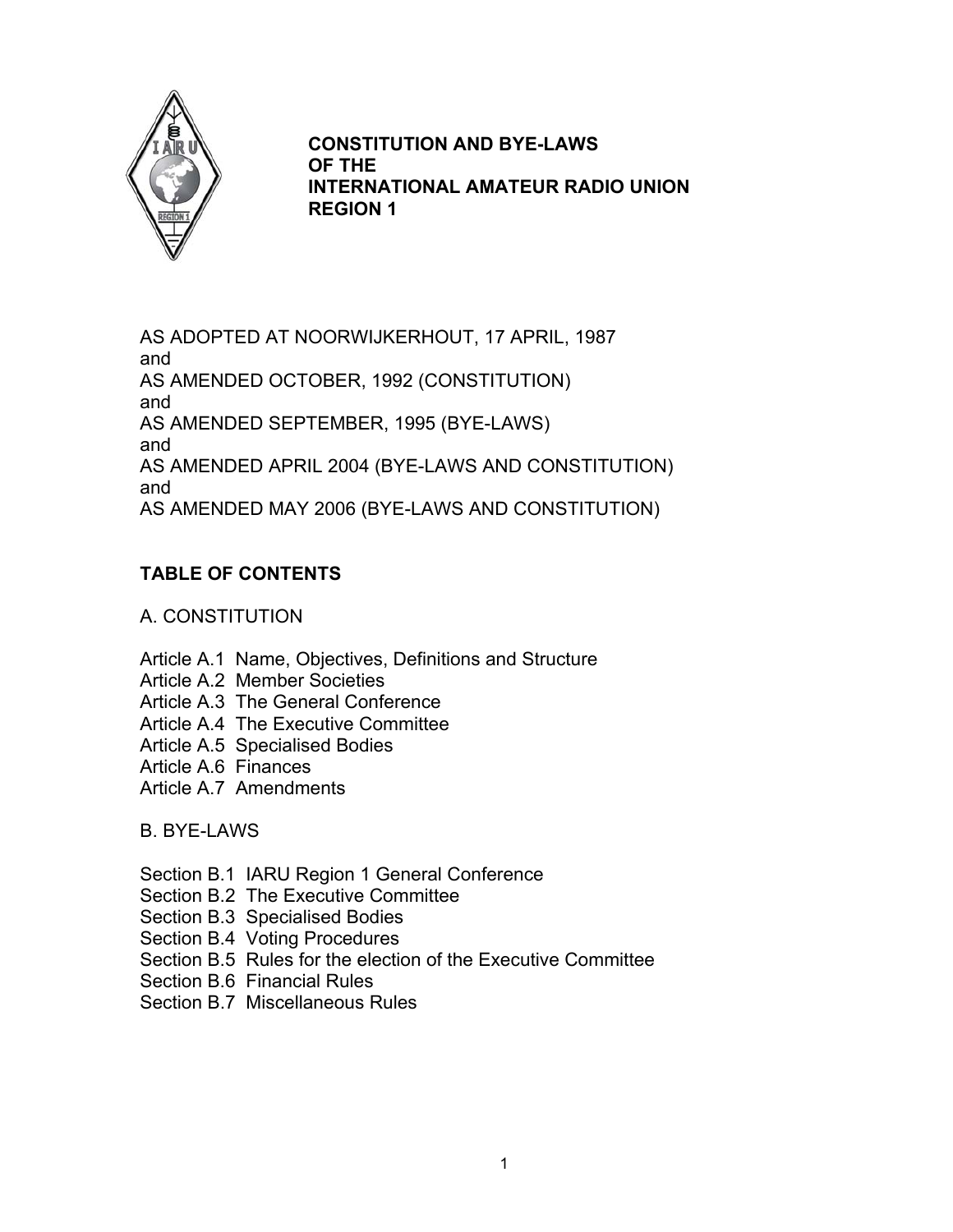# CONSTITUTION AND BYE-LAWS OF THE INTERNATIONAL AMATEUR RADIO UNION REGION 1

AS ADOPTED AT NOORWIJKERHOUT, 17 APRIL, 1987
and
AS AMENDED OCTOBER, 1992 (CONSTITUTION)
and
AS AMENDED SEPTEMBER, 1995 (BYE-LAWS)
and
AS AMENDED APRIL 2004 (BYE-LAWS AND CONSTITUTION)
and
AS AMENDED MAY 2006 (BYE-LAWS AND CONSTITUTION)

## TABLE OF CONTENTS

A. CONSTITUTION

- Article A.1 Name, Objectives, Definitions and Structure
- Article A.2 Member Societies
- Article A.3 The General Conference
- Article A.4 The Executive Committee
- Article A.5 Specialised Bodies
- Article A.6 Finances
- Article A.7 Amendments

B. BYE-LAWS

- Section B.1 IARU Region 1 General Conference
- Section B.2 The Executive Committee
- Section B.3 Specialised Bodies
- Section B.4 Voting Procedures
- Section B.5 Rules for the election of the Executive Committee
- Section B.6 Financial Rules
- Section B.7 Miscellaneous Rules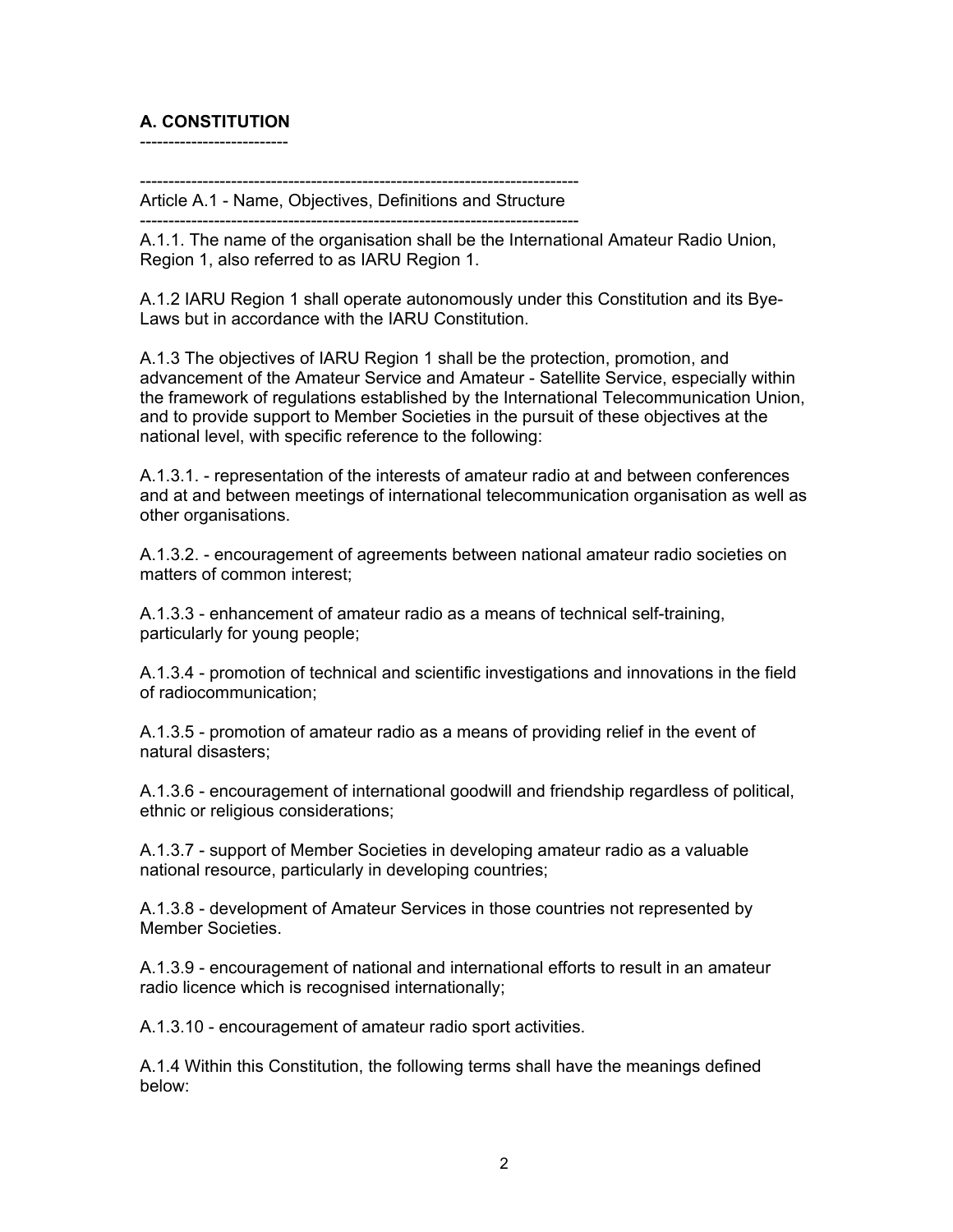## A. CONSTITUTION

### Article A.1 - Name, Objectives, Definitions and Structure

A.1.1. The name of the organisation shall be the International Amateur Radio Union, Region 1, also referred to as IARU Region 1.

A.1.2 IARU Region 1 shall operate autonomously under this Constitution and its Bye-Laws but in accordance with the IARU Constitution.

A.1.3 The objectives of IARU Region 1 shall be the protection, promotion, and advancement of the Amateur Service and Amateur - Satellite Service, especially within the framework of regulations established by the International Telecommunication Union, and to provide support to Member Societies in the pursuit of these objectives at the national level, with specific reference to the following:

A.1.3.1. - representation of the interests of amateur radio at and between conferences and at and between meetings of international telecommunication organisation as well as other organisations.

A.1.3.2. - encouragement of agreements between national amateur radio societies on matters of common interest;

A.1.3.3 - enhancement of amateur radio as a means of technical self-training, particularly for young people;

A.1.3.4 - promotion of technical and scientific investigations and innovations in the field of radiocommunication;

A.1.3.5 - promotion of amateur radio as a means of providing relief in the event of natural disasters;

A.1.3.6 - encouragement of international goodwill and friendship regardless of political, ethnic or religious considerations;

A.1.3.7 - support of Member Societies in developing amateur radio as a valuable national resource, particularly in developing countries;

A.1.3.8 - development of Amateur Services in those countries not represented by Member Societies.

A.1.3.9 - encouragement of national and international efforts to result in an amateur radio licence which is recognised internationally;

A.1.3.10 - encouragement of amateur radio sport activities.

A.1.4 Within this Constitution, the following terms shall have the meanings defined below: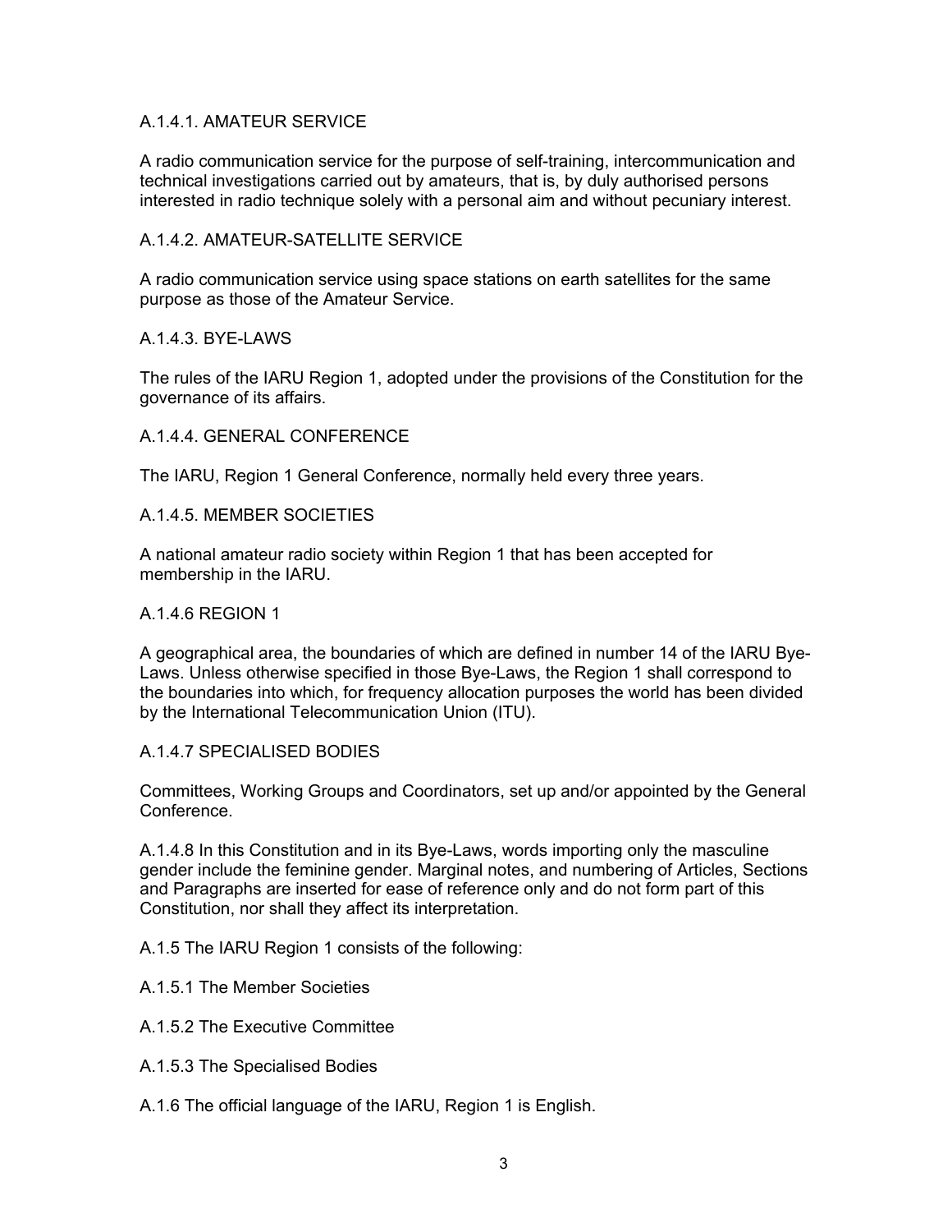A.1.4.1. AMATEUR SERVICE

A radio communication service for the purpose of self-training, intercommunication and technical investigations carried out by amateurs, that is, by duly authorised persons interested in radio technique solely with a personal aim and without pecuniary interest.

A.1.4.2. AMATEUR-SATELLITE SERVICE

A radio communication service using space stations on earth satellites for the same purpose as those of the Amateur Service.

A.1.4.3. BYE-LAWS

The rules of the IARU Region 1, adopted under the provisions of the Constitution for the governance of its affairs.

A.1.4.4. GENERAL CONFERENCE

The IARU, Region 1 General Conference, normally held every three years.

A.1.4.5. MEMBER SOCIETIES

A national amateur radio society within Region 1 that has been accepted for membership in the IARU.

A.1.4.6 REGION 1

A geographical area, the boundaries of which are defined in number 14 of the IARU Bye-Laws. Unless otherwise specified in those Bye-Laws, the Region 1 shall correspond to the boundaries into which, for frequency allocation purposes the world has been divided by the International Telecommunication Union (ITU).

A.1.4.7 SPECIALISED BODIES

Committees, Working Groups and Coordinators, set up and/or appointed by the General Conference.

A.1.4.8 In this Constitution and in its Bye-Laws, words importing only the masculine gender include the feminine gender. Marginal notes, and numbering of Articles, Sections and Paragraphs are inserted for ease of reference only and do not form part of this Constitution, nor shall they affect its interpretation.

A.1.5 The IARU Region 1 consists of the following:

A.1.5.1 The Member Societies

A.1.5.2 The Executive Committee

A.1.5.3 The Specialised Bodies

A.1.6 The official language of the IARU, Region 1 is English.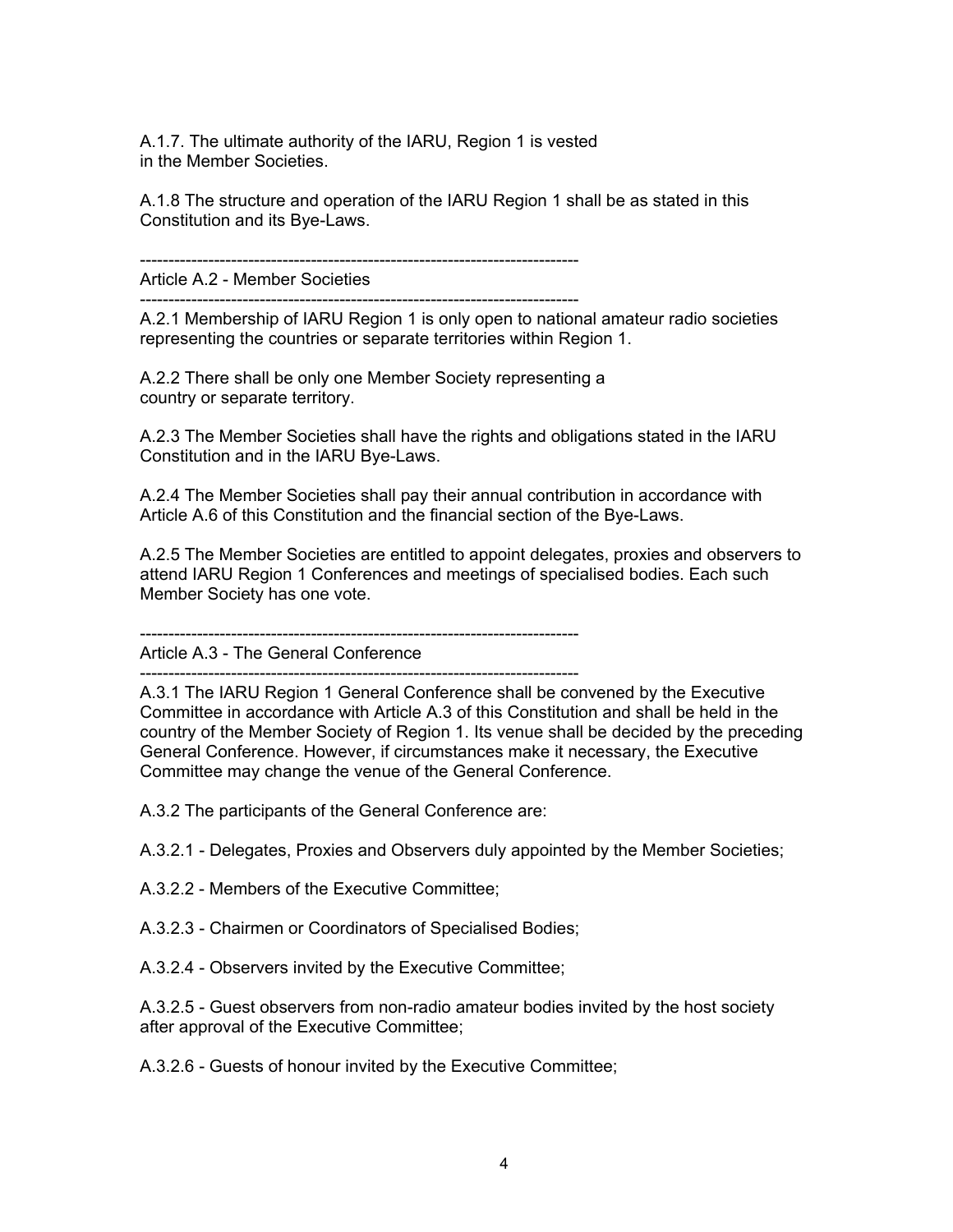A.1.7. The ultimate authority of the IARU, Region 1 is vested in the Member Societies.

A.1.8 The structure and operation of the IARU Region 1 shall be as stated in this Constitution and its Bye-Laws.

---

## Article A.2 - Member Societies

---

A.2.1 Membership of IARU Region 1 is only open to national amateur radio societies representing the countries or separate territories within Region 1.

A.2.2 There shall be only one Member Society representing a country or separate territory.

A.2.3 The Member Societies shall have the rights and obligations stated in the IARU Constitution and in the IARU Bye-Laws.

A.2.4 The Member Societies shall pay their annual contribution in accordance with Article A.6 of this Constitution and the financial section of the Bye-Laws.

A.2.5 The Member Societies are entitled to appoint delegates, proxies and observers to attend IARU Region 1 Conferences and meetings of specialised bodies. Each such Member Society has one vote.

---

## Article A.3 - The General Conference

---

A.3.1 The IARU Region 1 General Conference shall be convened by the Executive Committee in accordance with Article A.3 of this Constitution and shall be held in the country of the Member Society of Region 1. Its venue shall be decided by the preceding General Conference. However, if circumstances make it necessary, the Executive Committee may change the venue of the General Conference.

A.3.2 The participants of the General Conference are:

A.3.2.1 - Delegates, Proxies and Observers duly appointed by the Member Societies;

A.3.2.2 - Members of the Executive Committee;

A.3.2.3 - Chairmen or Coordinators of Specialised Bodies;

A.3.2.4 - Observers invited by the Executive Committee;

A.3.2.5 - Guest observers from non-radio amateur bodies invited by the host society after approval of the Executive Committee;

A.3.2.6 - Guests of honour invited by the Executive Committee;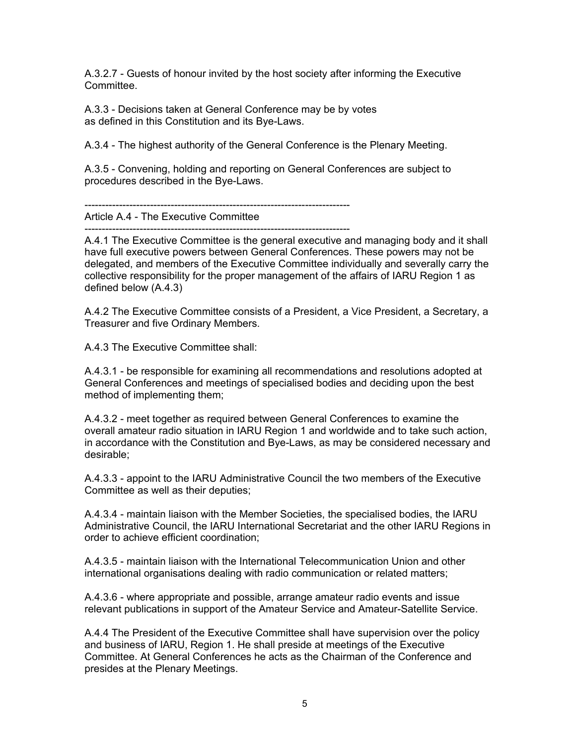A.3.2.7 - Guests of honour invited by the host society after informing the Executive Committee.

A.3.3 - Decisions taken at General Conference may be by votes as defined in this Constitution and its Bye-Laws.

A.3.4 - The highest authority of the General Conference is the Plenary Meeting.

A.3.5 - Convening, holding and reporting on General Conferences are subject to procedures described in the Bye-Laws.

## Article A.4 - The Executive Committee

A.4.1 The Executive Committee is the general executive and managing body and it shall have full executive powers between General Conferences. These powers may not be delegated, and members of the Executive Committee individually and severally carry the collective responsibility for the proper management of the affairs of IARU Region 1 as defined below (A.4.3)

A.4.2 The Executive Committee consists of a President, a Vice President, a Secretary, a Treasurer and five Ordinary Members.

A.4.3 The Executive Committee shall:

A.4.3.1 - be responsible for examining all recommendations and resolutions adopted at General Conferences and meetings of specialised bodies and deciding upon the best method of implementing them;

A.4.3.2 - meet together as required between General Conferences to examine the overall amateur radio situation in IARU Region 1 and worldwide and to take such action, in accordance with the Constitution and Bye-Laws, as may be considered necessary and desirable;

A.4.3.3 - appoint to the IARU Administrative Council the two members of the Executive Committee as well as their deputies;

A.4.3.4 - maintain liaison with the Member Societies, the specialised bodies, the IARU Administrative Council, the IARU International Secretariat and the other IARU Regions in order to achieve efficient coordination;

A.4.3.5 - maintain liaison with the International Telecommunication Union and other international organisations dealing with radio communication or related matters;

A.4.3.6 - where appropriate and possible, arrange amateur radio events and issue relevant publications in support of the Amateur Service and Amateur-Satellite Service.

A.4.4 The President of the Executive Committee shall have supervision over the policy and business of IARU, Region 1. He shall preside at meetings of the Executive Committee. At General Conferences he acts as the Chairman of the Conference and presides at the Plenary Meetings.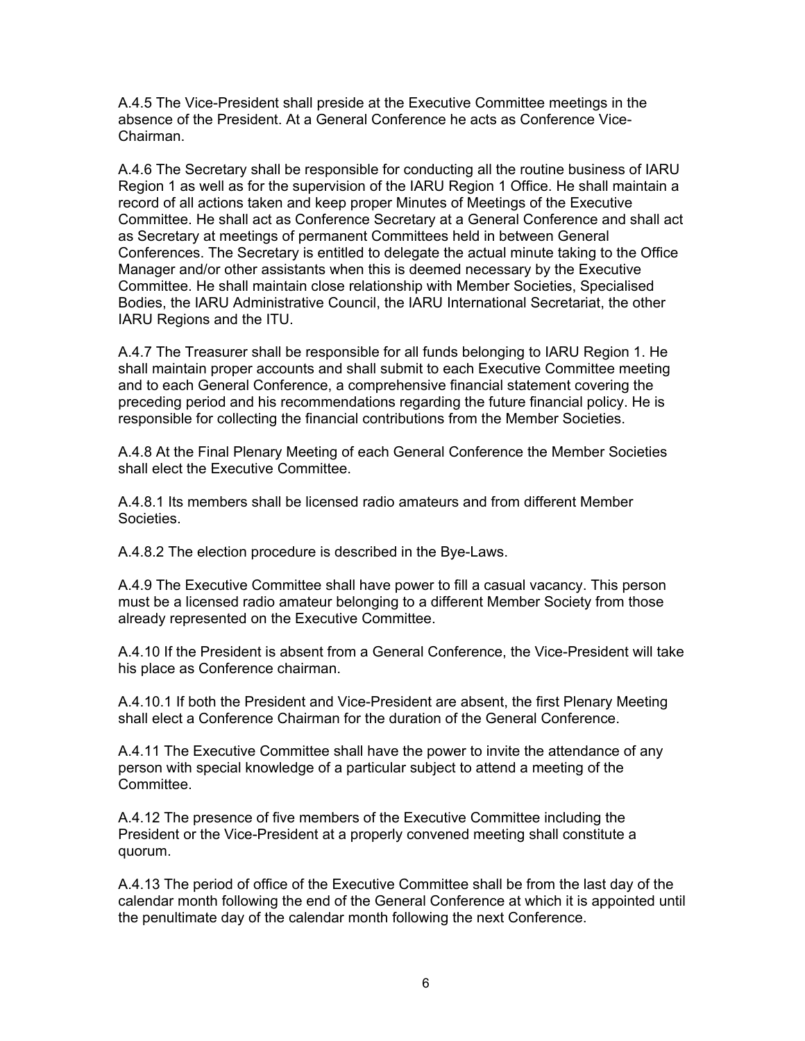A.4.5 The Vice-President shall preside at the Executive Committee meetings in the absence of the President. At a General Conference he acts as Conference Vice-Chairman.

A.4.6 The Secretary shall be responsible for conducting all the routine business of IARU Region 1 as well as for the supervision of the IARU Region 1 Office. He shall maintain a record of all actions taken and keep proper Minutes of Meetings of the Executive Committee. He shall act as Conference Secretary at a General Conference and shall act as Secretary at meetings of permanent Committees held in between General Conferences. The Secretary is entitled to delegate the actual minute taking to the Office Manager and/or other assistants when this is deemed necessary by the Executive Committee. He shall maintain close relationship with Member Societies, Specialised Bodies, the IARU Administrative Council, the IARU International Secretariat, the other IARU Regions and the ITU.

A.4.7 The Treasurer shall be responsible for all funds belonging to IARU Region 1. He shall maintain proper accounts and shall submit to each Executive Committee meeting and to each General Conference, a comprehensive financial statement covering the preceding period and his recommendations regarding the future financial policy. He is responsible for collecting the financial contributions from the Member Societies.

A.4.8 At the Final Plenary Meeting of each General Conference the Member Societies shall elect the Executive Committee.

A.4.8.1 Its members shall be licensed radio amateurs and from different Member Societies.

A.4.8.2 The election procedure is described in the Bye-Laws.

A.4.9 The Executive Committee shall have power to fill a casual vacancy. This person must be a licensed radio amateur belonging to a different Member Society from those already represented on the Executive Committee.

A.4.10 If the President is absent from a General Conference, the Vice-President will take his place as Conference chairman.

A.4.10.1 If both the President and Vice-President are absent, the first Plenary Meeting shall elect a Conference Chairman for the duration of the General Conference.

A.4.11 The Executive Committee shall have the power to invite the attendance of any person with special knowledge of a particular subject to attend a meeting of the Committee.

A.4.12 The presence of five members of the Executive Committee including the President or the Vice-President at a properly convened meeting shall constitute a quorum.

A.4.13 The period of office of the Executive Committee shall be from the last day of the calendar month following the end of the General Conference at which it is appointed until the penultimate day of the calendar month following the next Conference.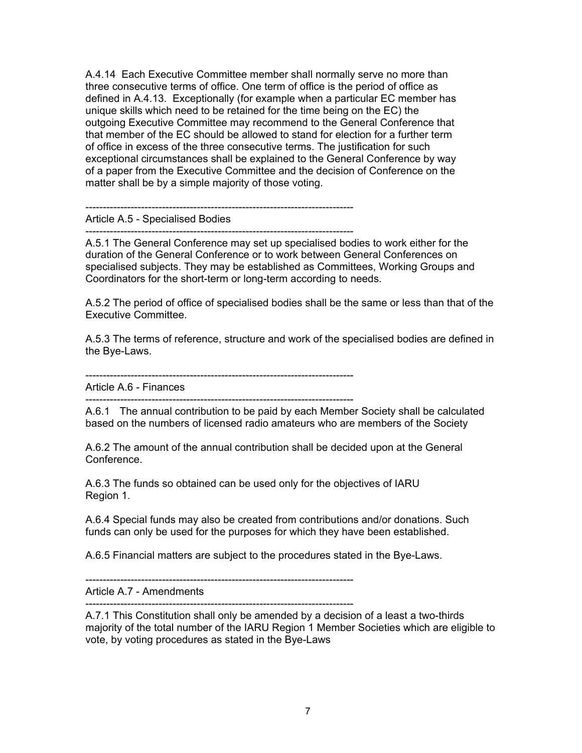A.4.14 Each Executive Committee member shall normally serve no more than three consecutive terms of office. One term of office is the period of office as defined in A.4.13. Exceptionally (for example when a particular EC member has unique skills which need to be retained for the time being on the EC) the outgoing Executive Committee may recommend to the General Conference that that member of the EC should be allowed to stand for election for a further term of office in excess of the three consecutive terms. The justification for such exceptional circumstances shall be explained to the General Conference by way of a paper from the Executive Committee and the decision of Conference on the matter shall be by a simple majority of those voting.

---

## Article A.5 - Specialised Bodies

---

A.5.1 The General Conference may set up specialised bodies to work either for the duration of the General Conference or to work between General Conferences on specialised subjects. They may be established as Committees, Working Groups and Coordinators for the short-term or long-term according to needs.

A.5.2 The period of office of specialised bodies shall be the same or less than that of the Executive Committee.

A.5.3 The terms of reference, structure and work of the specialised bodies are defined in the Bye-Laws.

---

## Article A.6 - Finances

---

A.6.1 The annual contribution to be paid by each Member Society shall be calculated based on the numbers of licensed radio amateurs who are members of the Society

A.6.2 The amount of the annual contribution shall be decided upon at the General Conference.

A.6.3 The funds so obtained can be used only for the objectives of IARU Region 1.

A.6.4 Special funds may also be created from contributions and/or donations. Such funds can only be used for the purposes for which they have been established.

A.6.5 Financial matters are subject to the procedures stated in the Bye-Laws.

---

## Article A.7 - Amendments

---

A.7.1 This Constitution shall only be amended by a decision of a least a two-thirds majority of the total number of the IARU Region 1 Member Societies which are eligible to vote, by voting procedures as stated in the Bye-Laws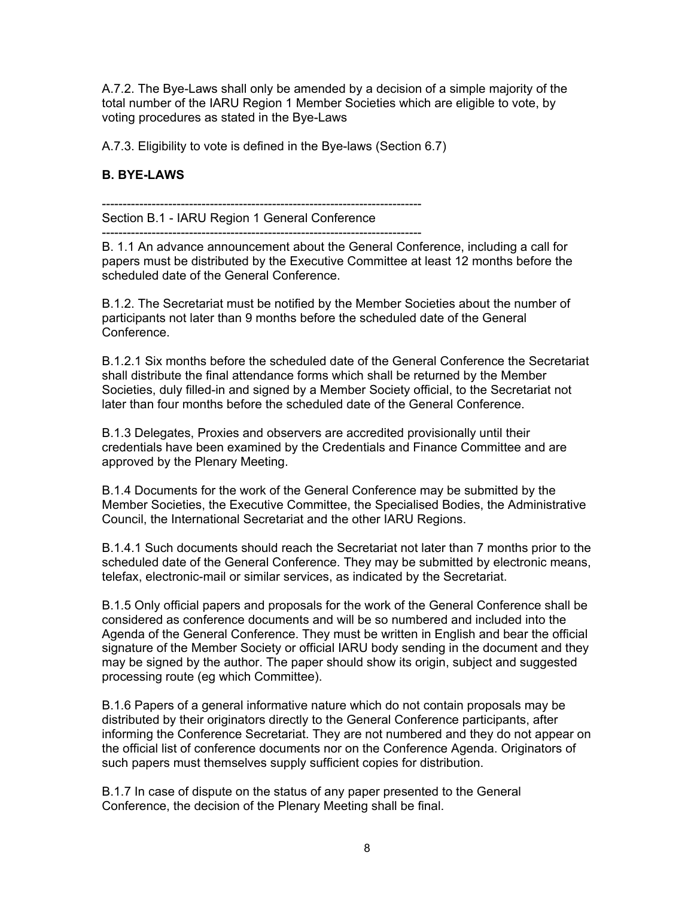A.7.2. The Bye-Laws shall only be amended by a decision of a simple majority of the total number of the IARU Region 1 Member Societies which are eligible to vote, by voting procedures as stated in the Bye-Laws

A.7.3. Eligibility to vote is defined in the Bye-laws (Section 6.7)

## B. BYE-LAWS

-----------------------------------------------------------------------------
Section B.1 - IARU Region 1 General Conference
-----------------------------------------------------------------------------

B. 1.1 An advance announcement about the General Conference, including a call for papers must be distributed by the Executive Committee at least 12 months before the scheduled date of the General Conference.

B.1.2. The Secretariat must be notified by the Member Societies about the number of participants not later than 9 months before the scheduled date of the General Conference.

B.1.2.1 Six months before the scheduled date of the General Conference the Secretariat shall distribute the final attendance forms which shall be returned by the Member Societies, duly filled-in and signed by a Member Society official, to the Secretariat not later than four months before the scheduled date of the General Conference.

B.1.3 Delegates, Proxies and observers are accredited provisionally until their credentials have been examined by the Credentials and Finance Committee and are approved by the Plenary Meeting.

B.1.4 Documents for the work of the General Conference may be submitted by the Member Societies, the Executive Committee, the Specialised Bodies, the Administrative Council, the International Secretariat and the other IARU Regions.

B.1.4.1 Such documents should reach the Secretariat not later than 7 months prior to the scheduled date of the General Conference. They may be submitted by electronic means, telefax, electronic-mail or similar services, as indicated by the Secretariat.

B.1.5 Only official papers and proposals for the work of the General Conference shall be considered as conference documents and will be so numbered and included into the Agenda of the General Conference. They must be written in English and bear the official signature of the Member Society or official IARU body sending in the document and they may be signed by the author. The paper should show its origin, subject and suggested processing route (eg which Committee).

B.1.6 Papers of a general informative nature which do not contain proposals may be distributed by their originators directly to the General Conference participants, after informing the Conference Secretariat. They are not numbered and they do not appear on the official list of conference documents nor on the Conference Agenda. Originators of such papers must themselves supply sufficient copies for distribution.

B.1.7 In case of dispute on the status of any paper presented to the General Conference, the decision of the Plenary Meeting shall be final.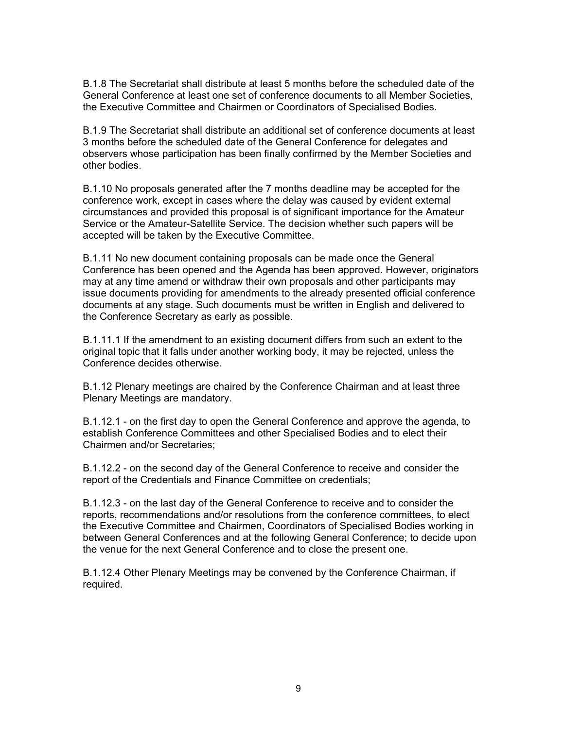B.1.8 The Secretariat shall distribute at least 5 months before the scheduled date of the General Conference at least one set of conference documents to all Member Societies, the Executive Committee and Chairmen or Coordinators of Specialised Bodies.

B.1.9 The Secretariat shall distribute an additional set of conference documents at least 3 months before the scheduled date of the General Conference for delegates and observers whose participation has been finally confirmed by the Member Societies and other bodies.

B.1.10 No proposals generated after the 7 months deadline may be accepted for the conference work, except in cases where the delay was caused by evident external circumstances and provided this proposal is of significant importance for the Amateur Service or the Amateur-Satellite Service. The decision whether such papers will be accepted will be taken by the Executive Committee.

B.1.11 No new document containing proposals can be made once the General Conference has been opened and the Agenda has been approved. However, originators may at any time amend or withdraw their own proposals and other participants may issue documents providing for amendments to the already presented official conference documents at any stage. Such documents must be written in English and delivered to the Conference Secretary as early as possible.

B.1.11.1 If the amendment to an existing document differs from such an extent to the original topic that it falls under another working body, it may be rejected, unless the Conference decides otherwise.

B.1.12 Plenary meetings are chaired by the Conference Chairman and at least three Plenary Meetings are mandatory.

B.1.12.1 - on the first day to open the General Conference and approve the agenda, to establish Conference Committees and other Specialised Bodies and to elect their Chairmen and/or Secretaries;

B.1.12.2 - on the second day of the General Conference to receive and consider the report of the Credentials and Finance Committee on credentials;

B.1.12.3 - on the last day of the General Conference to receive and to consider the reports, recommendations and/or resolutions from the conference committees, to elect the Executive Committee and Chairmen, Coordinators of Specialised Bodies working in between General Conferences and at the following General Conference; to decide upon the venue for the next General Conference and to close the present one.

B.1.12.4 Other Plenary Meetings may be convened by the Conference Chairman, if required.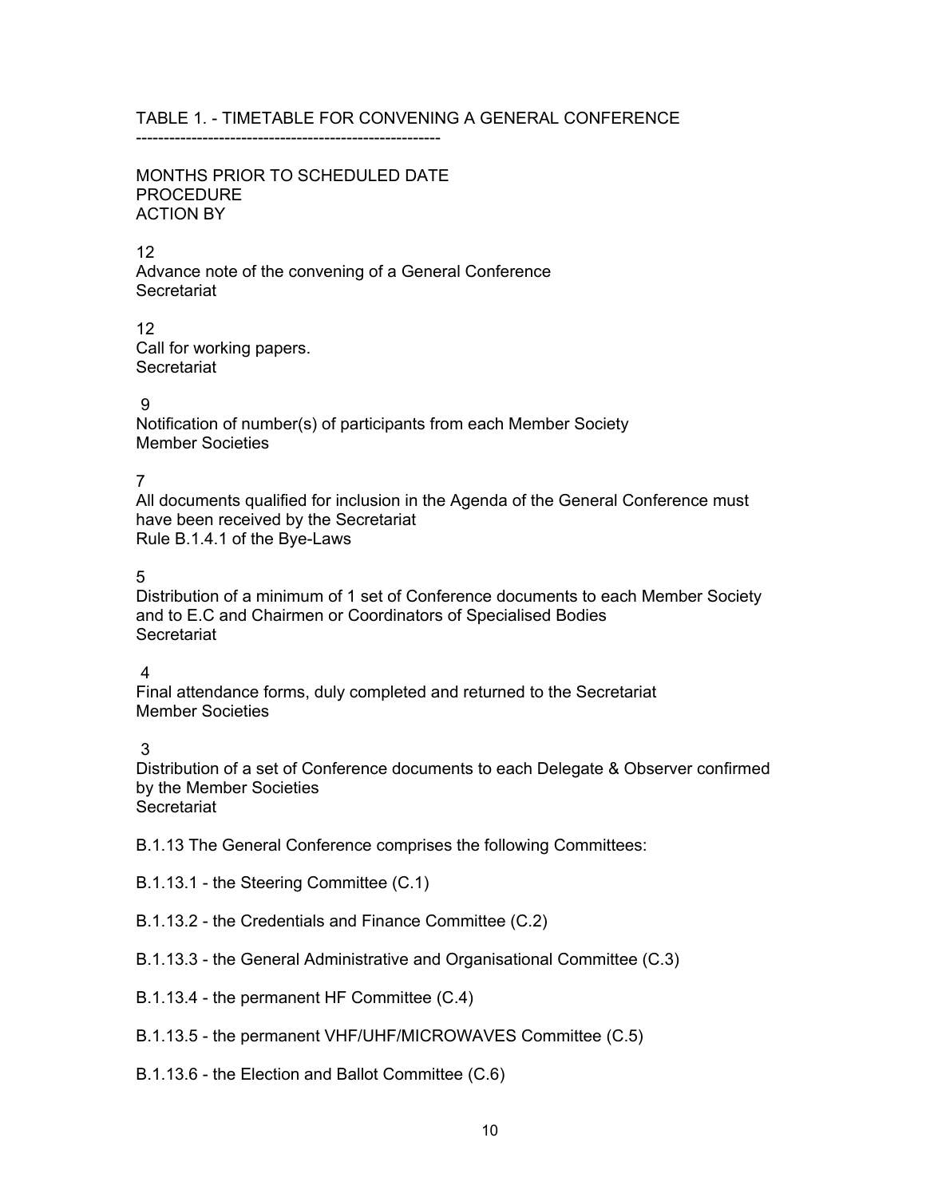TABLE 1. - TIMETABLE FOR CONVENING A GENERAL CONFERENCE

| MONTHS PRIOR TO SCHEDULED DATE | PROCEDURE | ACTION BY |
| --- | --- | --- |
| 12 | Advance note of the convening of a General Conference | Secretariat |
| 12 | Call for working papers. | Secretariat |
| 9 | Notification of number(s) of participants from each Member Society | Member Societies |
| 7 | All documents qualified for inclusion in the Agenda of the General Conference must have been received by the Secretariat | Rule B.1.4.1 of the Bye-Laws |
| 5 | Distribution of a minimum of 1 set of Conference documents to each Member Society and to E.C and Chairmen or Coordinators of Specialised Bodies | Secretariat |
| 4 | Final attendance forms, duly completed and returned to the Secretariat | Member Societies |
| 3 | Distribution of a set of Conference documents to each Delegate & Observer confirmed by the Member Societies | Secretariat |

B.1.13 The General Conference comprises the following Committees:

B.1.13.1 - the Steering Committee (C.1)

B.1.13.2 - the Credentials and Finance Committee (C.2)

B.1.13.3 - the General Administrative and Organisational Committee (C.3)

B.1.13.4 - the permanent HF Committee (C.4)

B.1.13.5 - the permanent VHF/UHF/MICROWAVES Committee (C.5)

B.1.13.6 - the Election and Ballot Committee (C.6)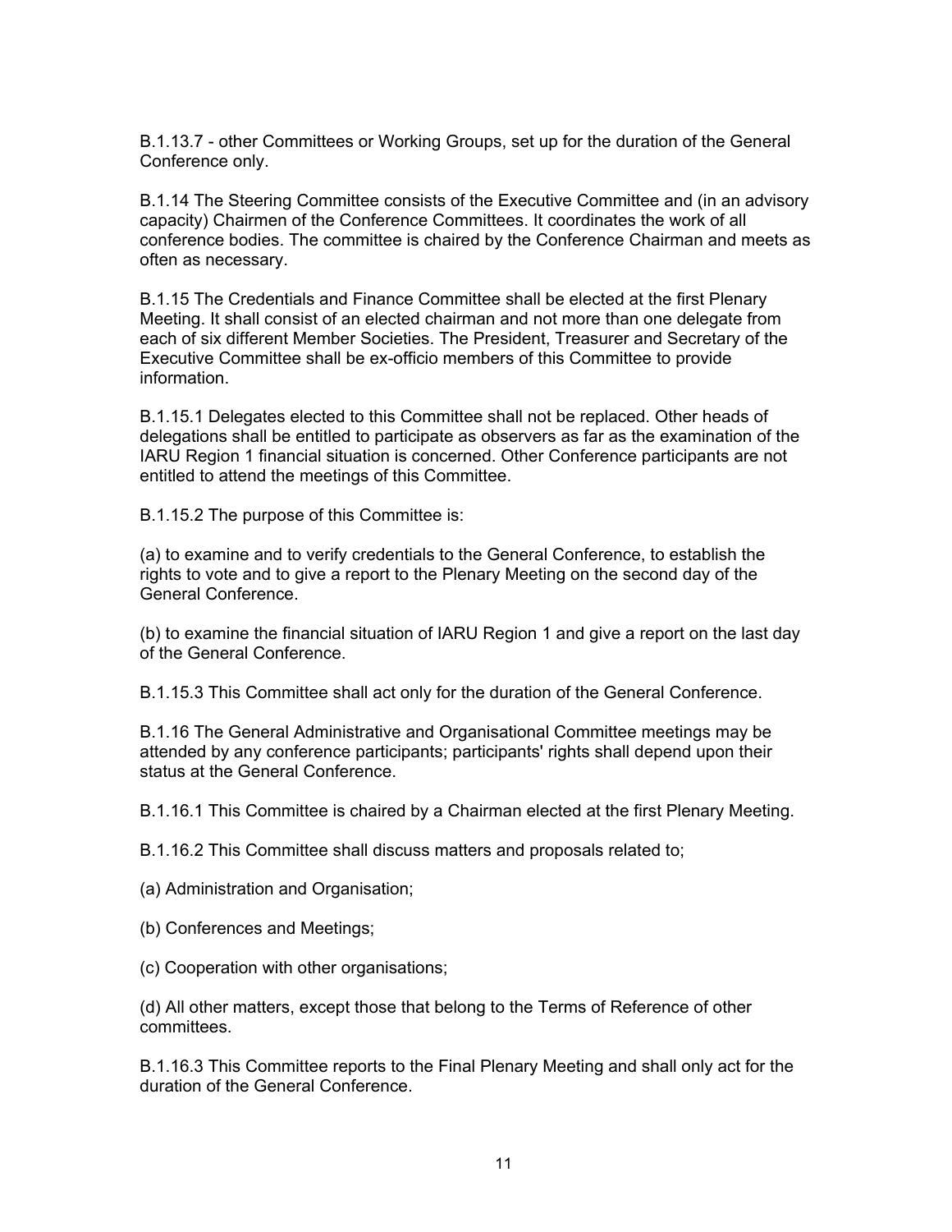B.1.13.7 - other Committees or Working Groups, set up for the duration of the General Conference only.

B.1.14 The Steering Committee consists of the Executive Committee and (in an advisory capacity) Chairmen of the Conference Committees. It coordinates the work of all conference bodies. The committee is chaired by the Conference Chairman and meets as often as necessary.

B.1.15 The Credentials and Finance Committee shall be elected at the first Plenary Meeting. It shall consist of an elected chairman and not more than one delegate from each of six different Member Societies. The President, Treasurer and Secretary of the Executive Committee shall be ex-officio members of this Committee to provide information.

B.1.15.1 Delegates elected to this Committee shall not be replaced. Other heads of delegations shall be entitled to participate as observers as far as the examination of the IARU Region 1 financial situation is concerned. Other Conference participants are not entitled to attend the meetings of this Committee.

B.1.15.2 The purpose of this Committee is:

(a) to examine and to verify credentials to the General Conference, to establish the rights to vote and to give a report to the Plenary Meeting on the second day of the General Conference.

(b) to examine the financial situation of IARU Region 1 and give a report on the last day of the General Conference.

B.1.15.3 This Committee shall act only for the duration of the General Conference.

B.1.16 The General Administrative and Organisational Committee meetings may be attended by any conference participants; participants' rights shall depend upon their status at the General Conference.

B.1.16.1 This Committee is chaired by a Chairman elected at the first Plenary Meeting.

B.1.16.2 This Committee shall discuss matters and proposals related to;

(a) Administration and Organisation;

(b) Conferences and Meetings;

(c) Cooperation with other organisations;

(d) All other matters, except those that belong to the Terms of Reference of other committees.

B.1.16.3 This Committee reports to the Final Plenary Meeting and shall only act for the duration of the General Conference.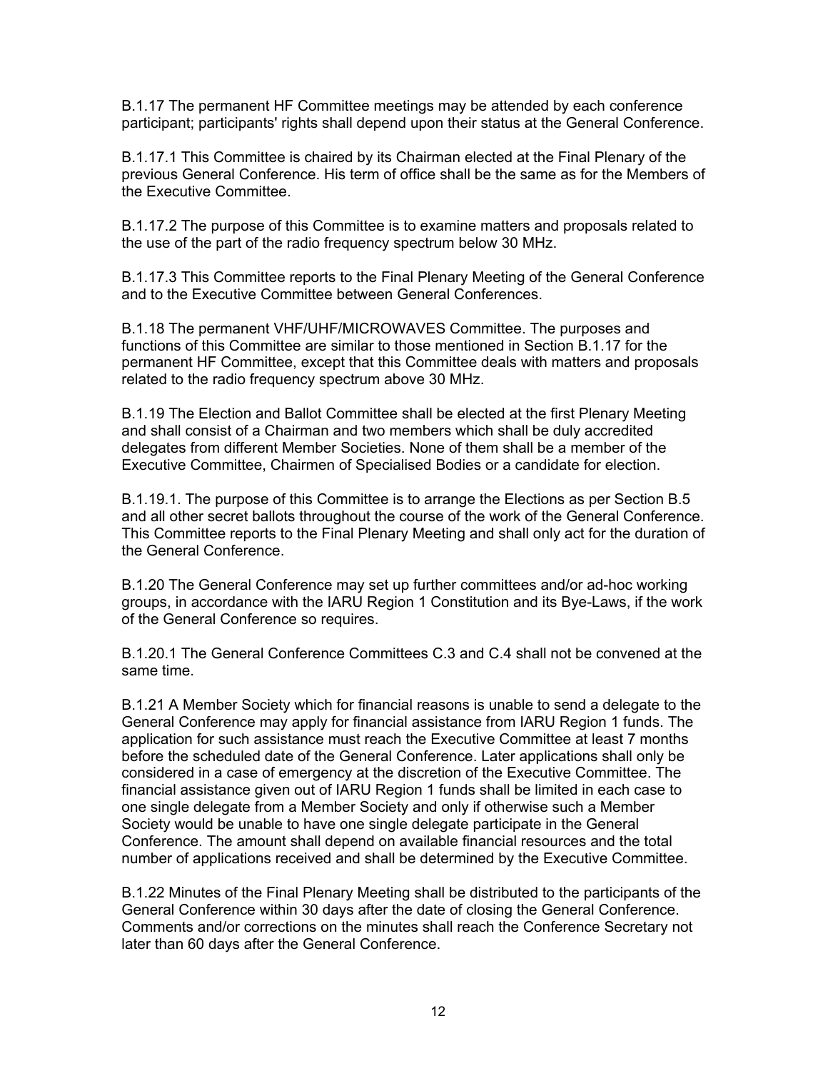B.1.17 The permanent HF Committee meetings may be attended by each conference participant; participants' rights shall depend upon their status at the General Conference.

B.1.17.1 This Committee is chaired by its Chairman elected at the Final Plenary of the previous General Conference. His term of office shall be the same as for the Members of the Executive Committee.

B.1.17.2 The purpose of this Committee is to examine matters and proposals related to the use of the part of the radio frequency spectrum below 30 MHz.

B.1.17.3 This Committee reports to the Final Plenary Meeting of the General Conference and to the Executive Committee between General Conferences.

B.1.18 The permanent VHF/UHF/MICROWAVES Committee. The purposes and functions of this Committee are similar to those mentioned in Section B.1.17 for the permanent HF Committee, except that this Committee deals with matters and proposals related to the radio frequency spectrum above 30 MHz.

B.1.19 The Election and Ballot Committee shall be elected at the first Plenary Meeting and shall consist of a Chairman and two members which shall be duly accredited delegates from different Member Societies. None of them shall be a member of the Executive Committee, Chairmen of Specialised Bodies or a candidate for election.

B.1.19.1. The purpose of this Committee is to arrange the Elections as per Section B.5 and all other secret ballots throughout the course of the work of the General Conference. This Committee reports to the Final Plenary Meeting and shall only act for the duration of the General Conference.

B.1.20 The General Conference may set up further committees and/or ad-hoc working groups, in accordance with the IARU Region 1 Constitution and its Bye-Laws, if the work of the General Conference so requires.

B.1.20.1 The General Conference Committees C.3 and C.4 shall not be convened at the same time.

B.1.21 A Member Society which for financial reasons is unable to send a delegate to the General Conference may apply for financial assistance from IARU Region 1 funds. The application for such assistance must reach the Executive Committee at least 7 months before the scheduled date of the General Conference. Later applications shall only be considered in a case of emergency at the discretion of the Executive Committee. The financial assistance given out of IARU Region 1 funds shall be limited in each case to one single delegate from a Member Society and only if otherwise such a Member Society would be unable to have one single delegate participate in the General Conference. The amount shall depend on available financial resources and the total number of applications received and shall be determined by the Executive Committee.

B.1.22 Minutes of the Final Plenary Meeting shall be distributed to the participants of the General Conference within 30 days after the date of closing the General Conference. Comments and/or corrections on the minutes shall reach the Conference Secretary not later than 60 days after the General Conference.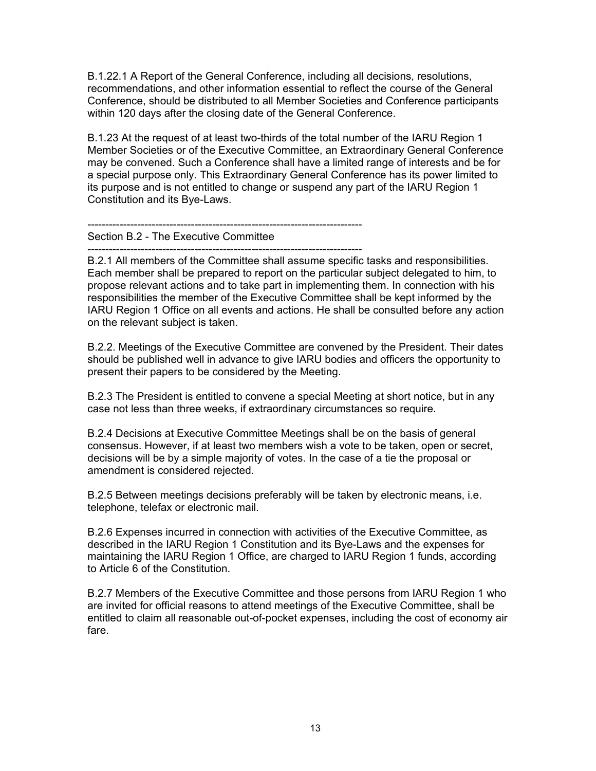B.1.22.1 A Report of the General Conference, including all decisions, resolutions, recommendations, and other information essential to reflect the course of the General Conference, should be distributed to all Member Societies and Conference participants within 120 days after the closing date of the General Conference.

B.1.23 At the request of at least two-thirds of the total number of the IARU Region 1 Member Societies or of the Executive Committee, an Extraordinary General Conference may be convened. Such a Conference shall have a limited range of interests and be for a special purpose only. This Extraordinary General Conference has its power limited to its purpose and is not entitled to change or suspend any part of the IARU Region 1 Constitution and its Bye-Laws.

## Section B.2 - The Executive Committee

B.2.1 All members of the Committee shall assume specific tasks and responsibilities. Each member shall be prepared to report on the particular subject delegated to him, to propose relevant actions and to take part in implementing them. In connection with his responsibilities the member of the Executive Committee shall be kept informed by the IARU Region 1 Office on all events and actions. He shall be consulted before any action on the relevant subject is taken.

B.2.2. Meetings of the Executive Committee are convened by the President. Their dates should be published well in advance to give IARU bodies and officers the opportunity to present their papers to be considered by the Meeting.

B.2.3 The President is entitled to convene a special Meeting at short notice, but in any case not less than three weeks, if extraordinary circumstances so require.

B.2.4 Decisions at Executive Committee Meetings shall be on the basis of general consensus. However, if at least two members wish a vote to be taken, open or secret, decisions will be by a simple majority of votes. In the case of a tie the proposal or amendment is considered rejected.

B.2.5 Between meetings decisions preferably will be taken by electronic means, i.e. telephone, telefax or electronic mail.

B.2.6 Expenses incurred in connection with activities of the Executive Committee, as described in the IARU Region 1 Constitution and its Bye-Laws and the expenses for maintaining the IARU Region 1 Office, are charged to IARU Region 1 funds, according to Article 6 of the Constitution.

B.2.7 Members of the Executive Committee and those persons from IARU Region 1 who are invited for official reasons to attend meetings of the Executive Committee, shall be entitled to claim all reasonable out-of-pocket expenses, including the cost of economy air fare.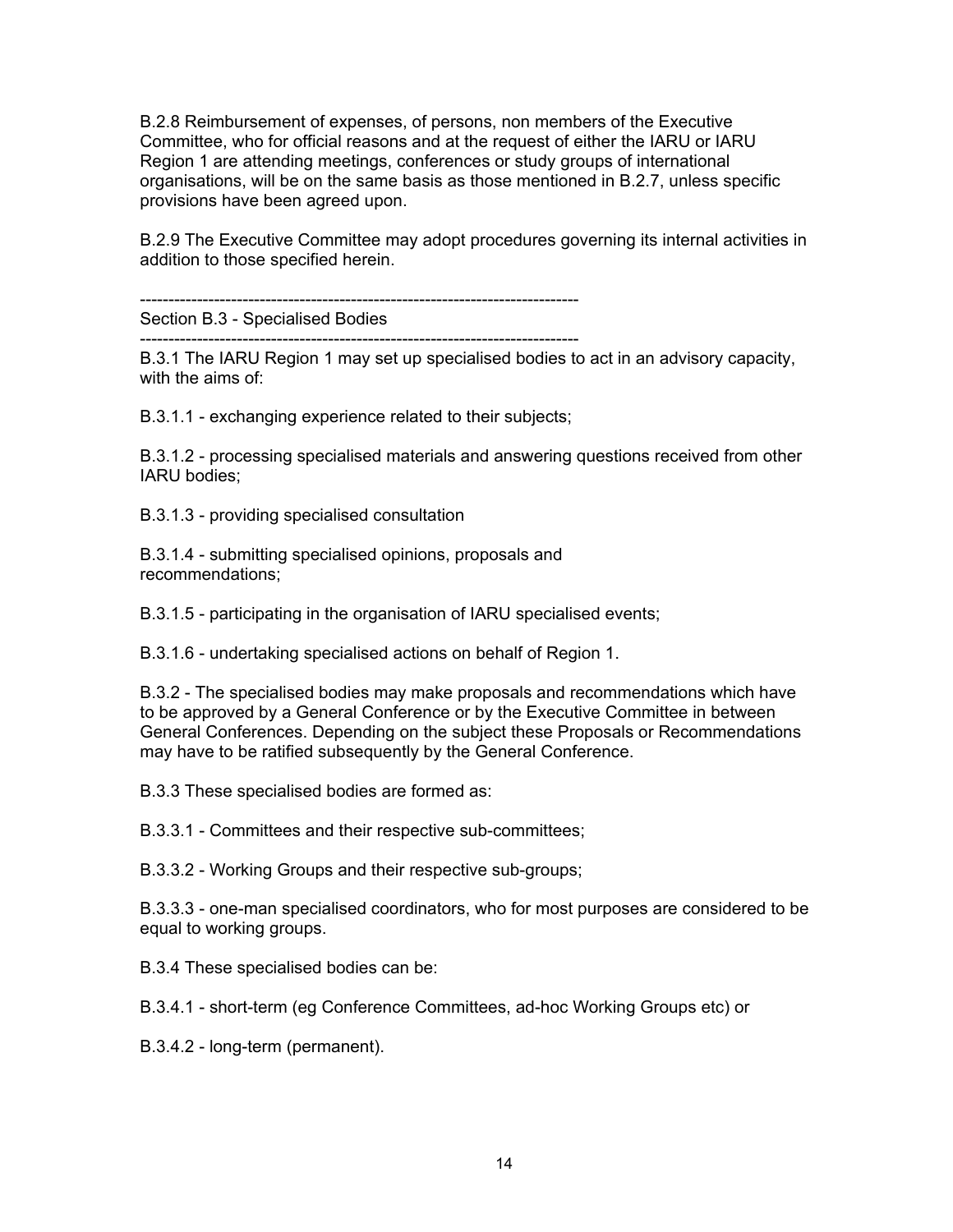B.2.8 Reimbursement of expenses, of persons, non members of the Executive Committee, who for official reasons and at the request of either the IARU or IARU Region 1 are attending meetings, conferences or study groups of international organisations, will be on the same basis as those mentioned in B.2.7, unless specific provisions have been agreed upon.

B.2.9 The Executive Committee may adopt procedures governing its internal activities in addition to those specified herein.

---

## Section B.3 - Specialised Bodies

---

B.3.1 The IARU Region 1 may set up specialised bodies to act in an advisory capacity, with the aims of:

B.3.1.1 - exchanging experience related to their subjects;

B.3.1.2 - processing specialised materials and answering questions received from other IARU bodies;

B.3.1.3 - providing specialised consultation

B.3.1.4 - submitting specialised opinions, proposals and recommendations;

B.3.1.5 - participating in the organisation of IARU specialised events;

B.3.1.6 - undertaking specialised actions on behalf of Region 1.

B.3.2 - The specialised bodies may make proposals and recommendations which have to be approved by a General Conference or by the Executive Committee in between General Conferences. Depending on the subject these Proposals or Recommendations may have to be ratified subsequently by the General Conference.

B.3.3 These specialised bodies are formed as:

B.3.3.1 - Committees and their respective sub-committees;

B.3.3.2 - Working Groups and their respective sub-groups;

B.3.3.3 - one-man specialised coordinators, who for most purposes are considered to be equal to working groups.

B.3.4 These specialised bodies can be:

B.3.4.1 - short-term (eg Conference Committees, ad-hoc Working Groups etc) or

B.3.4.2 - long-term (permanent).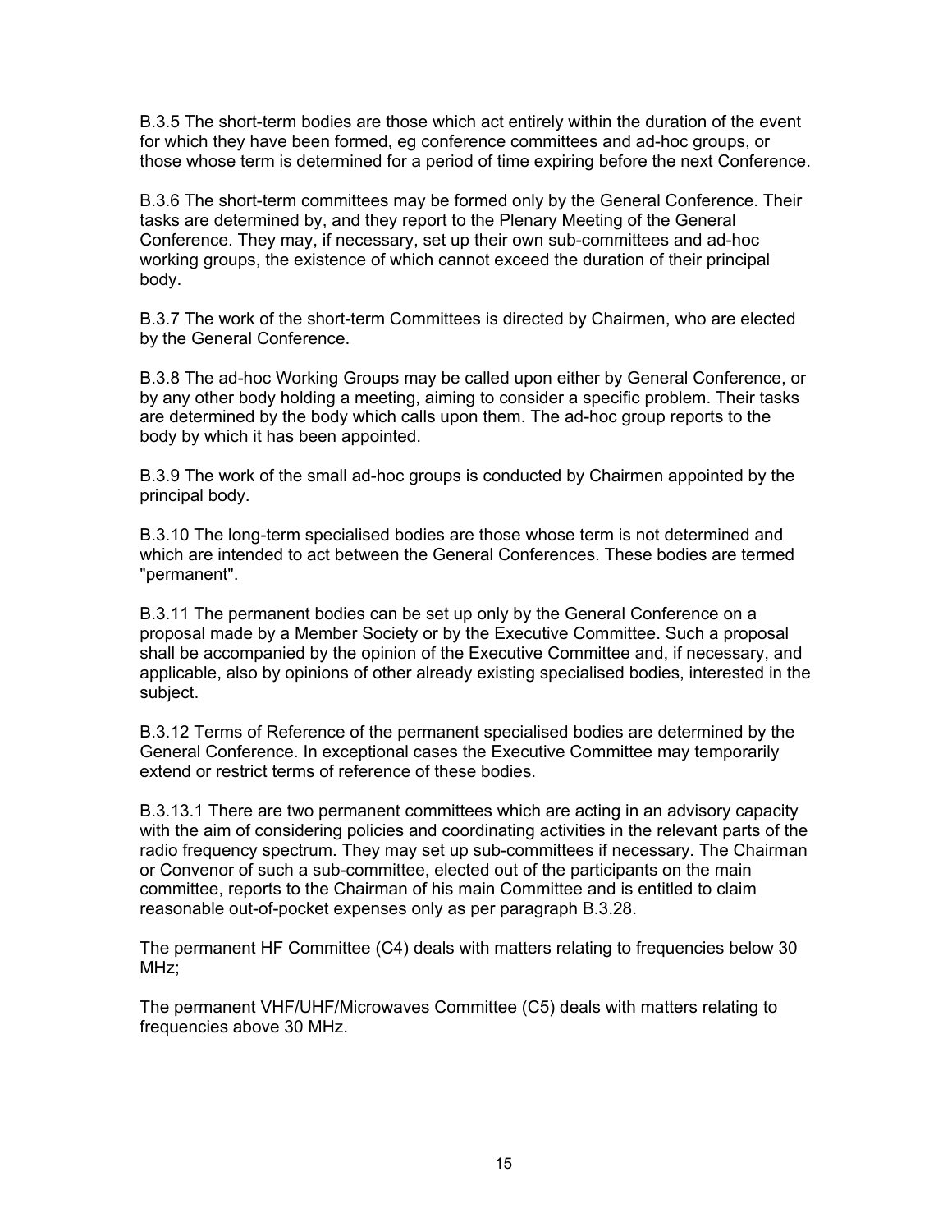B.3.5 The short-term bodies are those which act entirely within the duration of the event for which they have been formed, eg conference committees and ad-hoc groups, or those whose term is determined for a period of time expiring before the next Conference.

B.3.6 The short-term committees may be formed only by the General Conference. Their tasks are determined by, and they report to the Plenary Meeting of the General Conference. They may, if necessary, set up their own sub-committees and ad-hoc working groups, the existence of which cannot exceed the duration of their principal body.

B.3.7 The work of the short-term Committees is directed by Chairmen, who are elected by the General Conference.

B.3.8 The ad-hoc Working Groups may be called upon either by General Conference, or by any other body holding a meeting, aiming to consider a specific problem. Their tasks are determined by the body which calls upon them. The ad-hoc group reports to the body by which it has been appointed.

B.3.9 The work of the small ad-hoc groups is conducted by Chairmen appointed by the principal body.

B.3.10 The long-term specialised bodies are those whose term is not determined and which are intended to act between the General Conferences. These bodies are termed "permanent".

B.3.11 The permanent bodies can be set up only by the General Conference on a proposal made by a Member Society or by the Executive Committee. Such a proposal shall be accompanied by the opinion of the Executive Committee and, if necessary, and applicable, also by opinions of other already existing specialised bodies, interested in the subject.

B.3.12 Terms of Reference of the permanent specialised bodies are determined by the General Conference. In exceptional cases the Executive Committee may temporarily extend or restrict terms of reference of these bodies.

B.3.13.1 There are two permanent committees which are acting in an advisory capacity with the aim of considering policies and coordinating activities in the relevant parts of the radio frequency spectrum. They may set up sub-committees if necessary. The Chairman or Convenor of such a sub-committee, elected out of the participants on the main committee, reports to the Chairman of his main Committee and is entitled to claim reasonable out-of-pocket expenses only as per paragraph B.3.28.

The permanent HF Committee (C4) deals with matters relating to frequencies below 30 MHz;

The permanent VHF/UHF/Microwaves Committee (C5) deals with matters relating to frequencies above 30 MHz.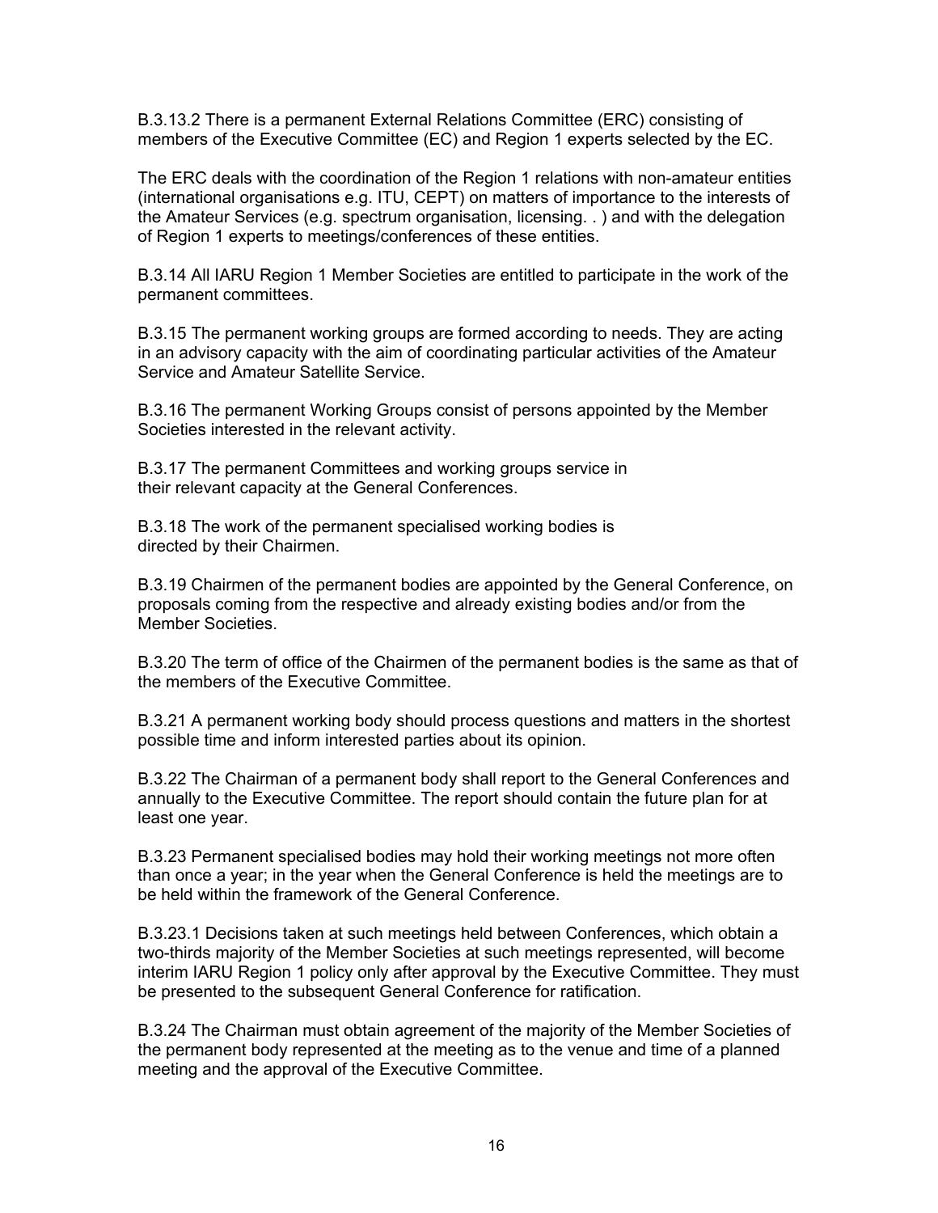B.3.13.2 There is a permanent External Relations Committee (ERC) consisting of members of the Executive Committee (EC) and Region 1 experts selected by the EC.

The ERC deals with the coordination of the Region 1 relations with non-amateur entities (international organisations e.g. ITU, CEPT) on matters of importance to the interests of the Amateur Services (e.g. spectrum organisation, licensing. . ) and with the delegation of Region 1 experts to meetings/conferences of these entities.

B.3.14 All IARU Region 1 Member Societies are entitled to participate in the work of the permanent committees.

B.3.15 The permanent working groups are formed according to needs. They are acting in an advisory capacity with the aim of coordinating particular activities of the Amateur Service and Amateur Satellite Service.

B.3.16 The permanent Working Groups consist of persons appointed by the Member Societies interested in the relevant activity.

B.3.17 The permanent Committees and working groups service in their relevant capacity at the General Conferences.

B.3.18 The work of the permanent specialised working bodies is directed by their Chairmen.

B.3.19 Chairmen of the permanent bodies are appointed by the General Conference, on proposals coming from the respective and already existing bodies and/or from the Member Societies.

B.3.20 The term of office of the Chairmen of the permanent bodies is the same as that of the members of the Executive Committee.

B.3.21 A permanent working body should process questions and matters in the shortest possible time and inform interested parties about its opinion.

B.3.22 The Chairman of a permanent body shall report to the General Conferences and annually to the Executive Committee. The report should contain the future plan for at least one year.

B.3.23 Permanent specialised bodies may hold their working meetings not more often than once a year; in the year when the General Conference is held the meetings are to be held within the framework of the General Conference.

B.3.23.1 Decisions taken at such meetings held between Conferences, which obtain a two-thirds majority of the Member Societies at such meetings represented, will become interim IARU Region 1 policy only after approval by the Executive Committee. They must be presented to the subsequent General Conference for ratification.

B.3.24 The Chairman must obtain agreement of the majority of the Member Societies of the permanent body represented at the meeting as to the venue and time of a planned meeting and the approval of the Executive Committee.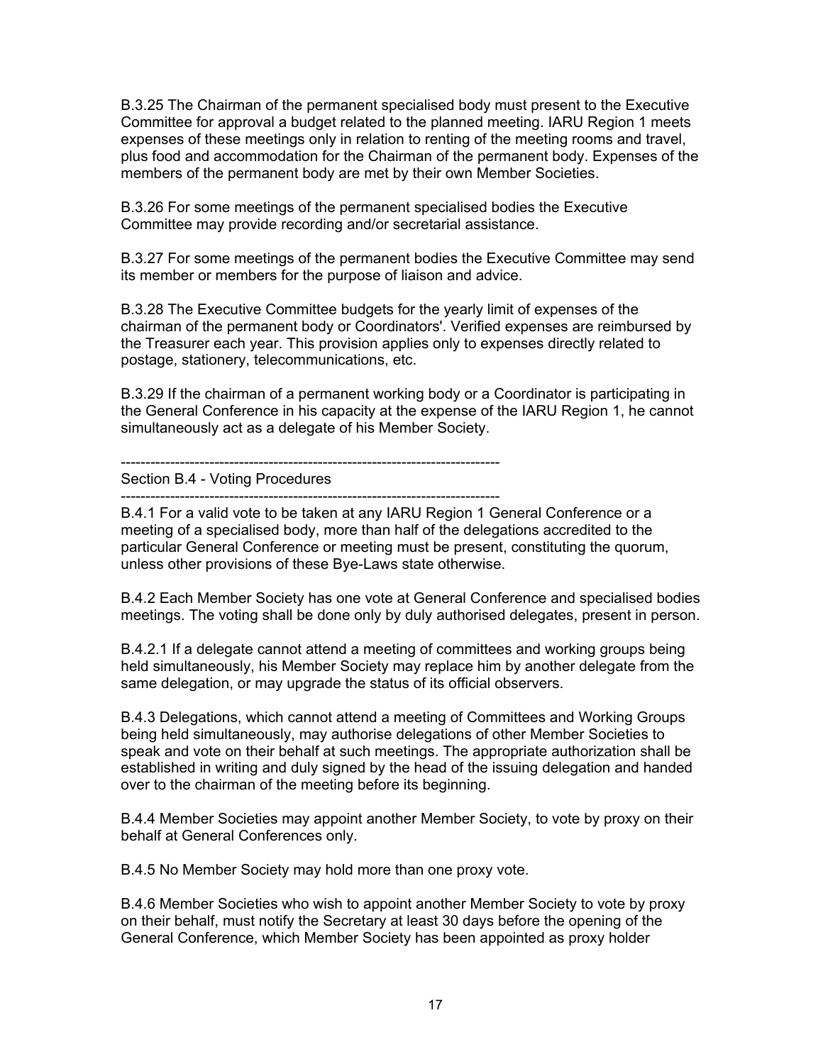B.3.25 The Chairman of the permanent specialised body must present to the Executive Committee for approval a budget related to the planned meeting. IARU Region 1 meets expenses of these meetings only in relation to renting of the meeting rooms and travel, plus food and accommodation for the Chairman of the permanent body. Expenses of the members of the permanent body are met by their own Member Societies.

B.3.26 For some meetings of the permanent specialised bodies the Executive Committee may provide recording and/or secretarial assistance.

B.3.27 For some meetings of the permanent bodies the Executive Committee may send its member or members for the purpose of liaison and advice.

B.3.28 The Executive Committee budgets for the yearly limit of expenses of the chairman of the permanent body or Coordinators'. Verified expenses are reimbursed by the Treasurer each year. This provision applies only to expenses directly related to postage, stationery, telecommunications, etc.

B.3.29 If the chairman of a permanent working body or a Coordinator is participating in the General Conference in his capacity at the expense of the IARU Region 1, he cannot simultaneously act as a delegate of his Member Society.

-----------------------------------------------------------------------------

## Section B.4 - Voting Procedures

-----------------------------------------------------------------------------

B.4.1 For a valid vote to be taken at any IARU Region 1 General Conference or a meeting of a specialised body, more than half of the delegations accredited to the particular General Conference or meeting must be present, constituting the quorum, unless other provisions of these Bye-Laws state otherwise.

B.4.2 Each Member Society has one vote at General Conference and specialised bodies meetings. The voting shall be done only by duly authorised delegates, present in person.

B.4.2.1 If a delegate cannot attend a meeting of committees and working groups being held simultaneously, his Member Society may replace him by another delegate from the same delegation, or may upgrade the status of its official observers.

B.4.3 Delegations, which cannot attend a meeting of Committees and Working Groups being held simultaneously, may authorise delegations of other Member Societies to speak and vote on their behalf at such meetings. The appropriate authorization shall be established in writing and duly signed by the head of the issuing delegation and handed over to the chairman of the meeting before its beginning.

B.4.4 Member Societies may appoint another Member Society, to vote by proxy on their behalf at General Conferences only.

B.4.5 No Member Society may hold more than one proxy vote.

B.4.6 Member Societies who wish to appoint another Member Society to vote by proxy on their behalf, must notify the Secretary at least 30 days before the opening of the General Conference, which Member Society has been appointed as proxy holder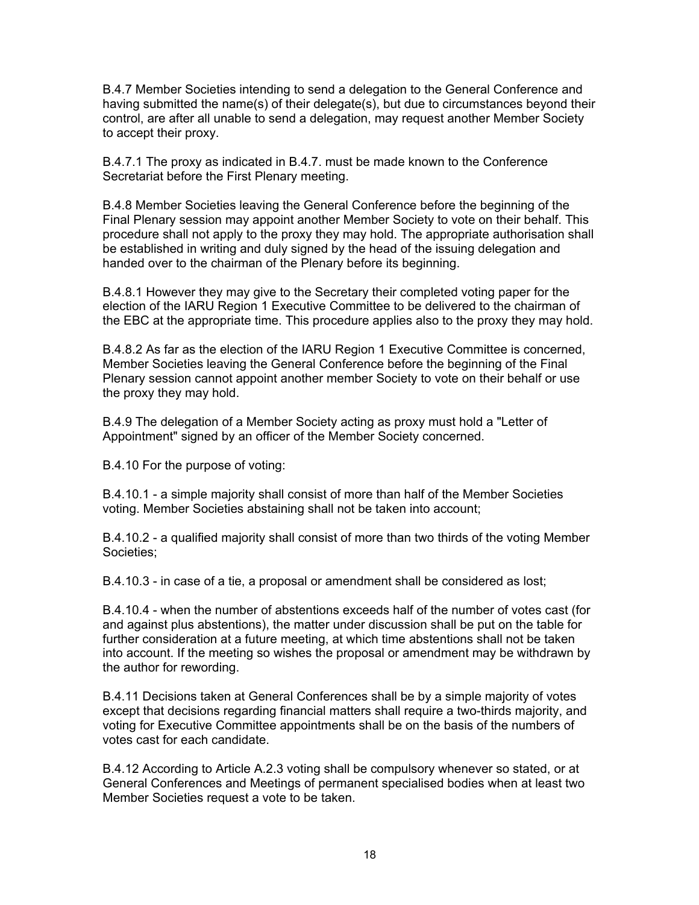B.4.7 Member Societies intending to send a delegation to the General Conference and having submitted the name(s) of their delegate(s), but due to circumstances beyond their control, are after all unable to send a delegation, may request another Member Society to accept their proxy.

B.4.7.1 The proxy as indicated in B.4.7. must be made known to the Conference Secretariat before the First Plenary meeting.

B.4.8 Member Societies leaving the General Conference before the beginning of the Final Plenary session may appoint another Member Society to vote on their behalf. This procedure shall not apply to the proxy they may hold. The appropriate authorisation shall be established in writing and duly signed by the head of the issuing delegation and handed over to the chairman of the Plenary before its beginning.

B.4.8.1 However they may give to the Secretary their completed voting paper for the election of the IARU Region 1 Executive Committee to be delivered to the chairman of the EBC at the appropriate time. This procedure applies also to the proxy they may hold.

B.4.8.2 As far as the election of the IARU Region 1 Executive Committee is concerned, Member Societies leaving the General Conference before the beginning of the Final Plenary session cannot appoint another member Society to vote on their behalf or use the proxy they may hold.

B.4.9 The delegation of a Member Society acting as proxy must hold a "Letter of Appointment" signed by an officer of the Member Society concerned.

B.4.10 For the purpose of voting:

B.4.10.1 - a simple majority shall consist of more than half of the Member Societies voting. Member Societies abstaining shall not be taken into account;

B.4.10.2 - a qualified majority shall consist of more than two thirds of the voting Member Societies;

B.4.10.3 - in case of a tie, a proposal or amendment shall be considered as lost;

B.4.10.4 - when the number of abstentions exceeds half of the number of votes cast (for and against plus abstentions), the matter under discussion shall be put on the table for further consideration at a future meeting, at which time abstentions shall not be taken into account. If the meeting so wishes the proposal or amendment may be withdrawn by the author for rewording.

B.4.11 Decisions taken at General Conferences shall be by a simple majority of votes except that decisions regarding financial matters shall require a two-thirds majority, and voting for Executive Committee appointments shall be on the basis of the numbers of votes cast for each candidate.

B.4.12 According to Article A.2.3 voting shall be compulsory whenever so stated, or at General Conferences and Meetings of permanent specialised bodies when at least two Member Societies request a vote to be taken.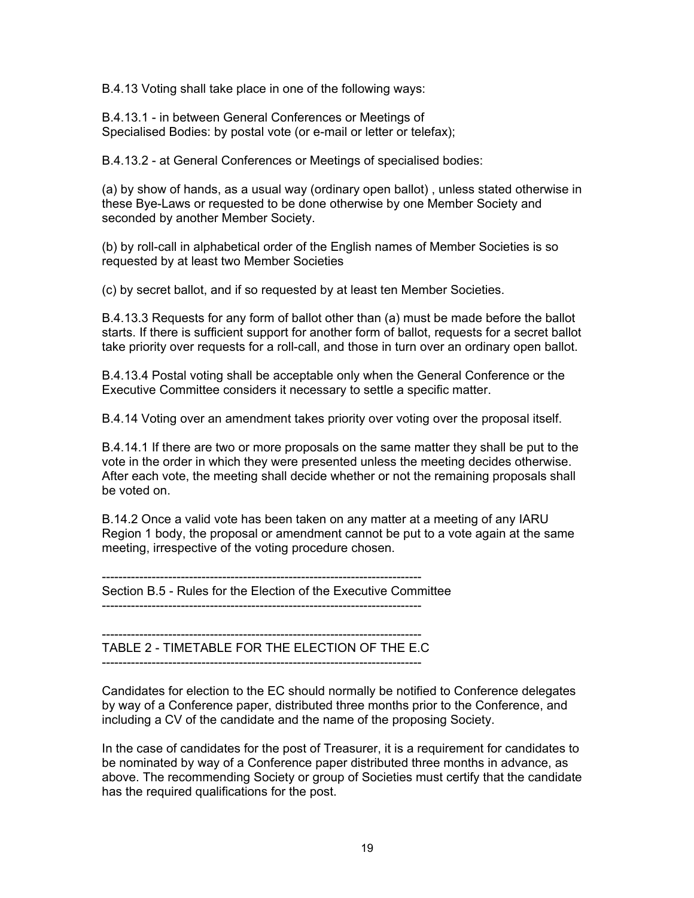B.4.13 Voting shall take place in one of the following ways:

B.4.13.1 - in between General Conferences or Meetings of Specialised Bodies: by postal vote (or e-mail or letter or telefax);

B.4.13.2 - at General Conferences or Meetings of specialised bodies:

(a) by show of hands, as a usual way (ordinary open ballot) , unless stated otherwise in these Bye-Laws or requested to be done otherwise by one Member Society and seconded by another Member Society.

(b) by roll-call in alphabetical order of the English names of Member Societies is so requested by at least two Member Societies

(c) by secret ballot, and if so requested by at least ten Member Societies.

B.4.13.3 Requests for any form of ballot other than (a) must be made before the ballot starts. If there is sufficient support for another form of ballot, requests for a secret ballot take priority over requests for a roll-call, and those in turn over an ordinary open ballot.

B.4.13.4 Postal voting shall be acceptable only when the General Conference or the Executive Committee considers it necessary to settle a specific matter.

B.4.14 Voting over an amendment takes priority over voting over the proposal itself.

B.4.14.1 If there are two or more proposals on the same matter they shall be put to the vote in the order in which they were presented unless the meeting decides otherwise. After each vote, the meeting shall decide whether or not the remaining proposals shall be voted on.

B.14.2 Once a valid vote has been taken on any matter at a meeting of any IARU Region 1 body, the proposal or amendment cannot be put to a vote again at the same meeting, irrespective of the voting procedure chosen.

---

## Section B.5 - Rules for the Election of the Executive Committee

---

---

### TABLE 2 - TIMETABLE FOR THE ELECTION OF THE E.C

---

Candidates for election to the EC should normally be notified to Conference delegates by way of a Conference paper, distributed three months prior to the Conference, and including a CV of the candidate and the name of the proposing Society.

In the case of candidates for the post of Treasurer, it is a requirement for candidates to be nominated by way of a Conference paper distributed three months in advance, as above. The recommending Society or group of Societies must certify that the candidate has the required qualifications for the post.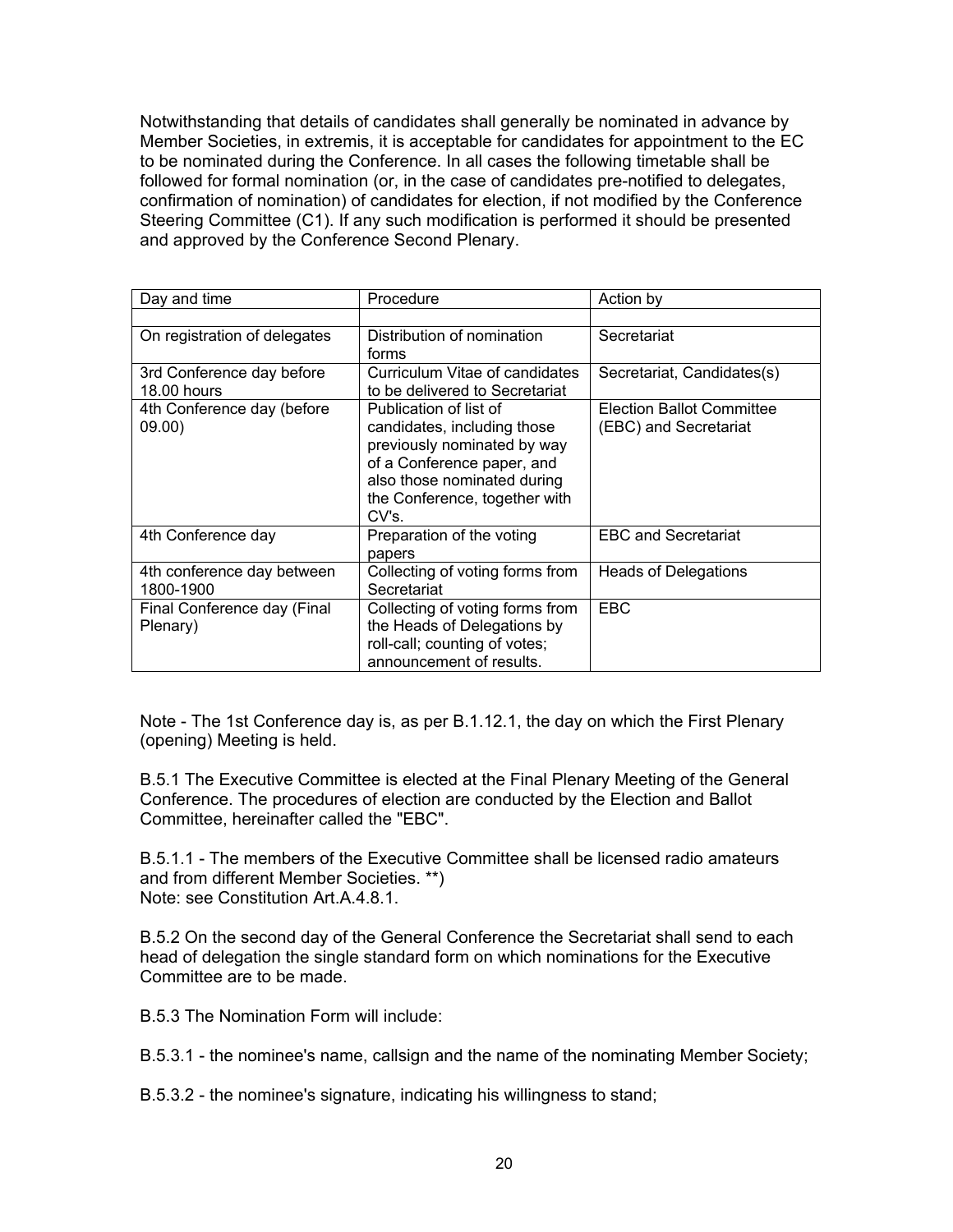Notwithstanding that details of candidates shall generally be nominated in advance by Member Societies, in extremis, it is acceptable for candidates for appointment to the EC to be nominated during the Conference. In all cases the following timetable shall be followed for formal nomination (or, in the case of candidates pre-notified to delegates, confirmation of nomination) of candidates for election, if not modified by the Conference Steering Committee (C1). If any such modification is performed it should be presented and approved by the Conference Second Plenary.

| Day and time | Procedure | Action by |
|---|---|---|
| | | |
| On registration of delegates | Distribution of nomination forms | Secretariat |
| 3rd Conference day before 18.00 hours | Curriculum Vitae of candidates to be delivered to Secretariat | Secretariat, Candidates(s) |
| 4th Conference day (before 09.00) | Publication of list of candidates, including those previously nominated by way of a Conference paper, and also those nominated during the Conference, together with CV's. | Election Ballot Committee (EBC) and Secretariat |
| 4th Conference day | Preparation of the voting papers | EBC and Secretariat |
| 4th conference day between 1800-1900 | Collecting of voting forms from Secretariat | Heads of Delegations |
| Final Conference day (Final Plenary) | Collecting of voting forms from the Heads of Delegations by roll-call; counting of votes; announcement of results. | EBC |

Note - The 1st Conference day is, as per B.1.12.1, the day on which the First Plenary (opening) Meeting is held.

B.5.1 The Executive Committee is elected at the Final Plenary Meeting of the General Conference. The procedures of election are conducted by the Election and Ballot Committee, hereinafter called the "EBC".

B.5.1.1 - The members of the Executive Committee shall be licensed radio amateurs and from different Member Societies. **)
Note: see Constitution Art.A.4.8.1.

B.5.2 On the second day of the General Conference the Secretariat shall send to each head of delegation the single standard form on which nominations for the Executive Committee are to be made.

B.5.3 The Nomination Form will include:

B.5.3.1 - the nominee's name, callsign and the name of the nominating Member Society;

B.5.3.2 - the nominee's signature, indicating his willingness to stand;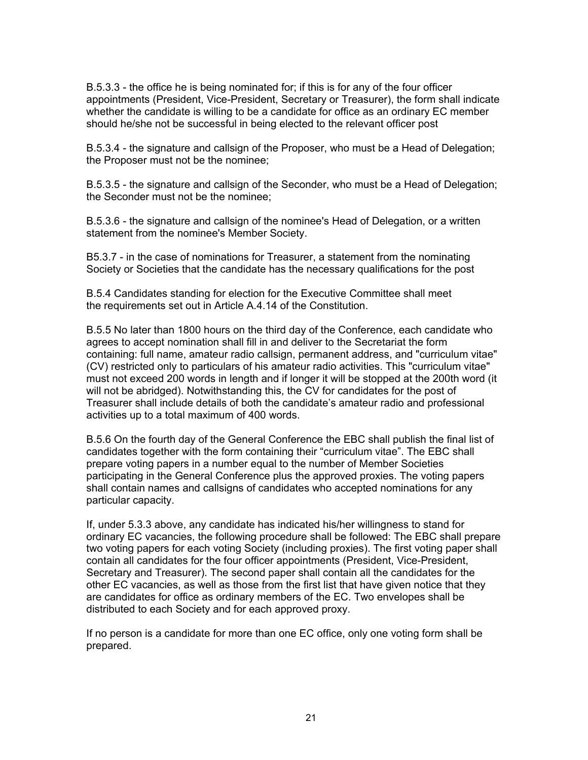B.5.3.3 - the office he is being nominated for; if this is for any of the four officer appointments (President, Vice-President, Secretary or Treasurer), the form shall indicate whether the candidate is willing to be a candidate for office as an ordinary EC member should he/she not be successful in being elected to the relevant officer post

B.5.3.4 - the signature and callsign of the Proposer, who must be a Head of Delegation; the Proposer must not be the nominee;

B.5.3.5 - the signature and callsign of the Seconder, who must be a Head of Delegation; the Seconder must not be the nominee;

B.5.3.6 - the signature and callsign of the nominee's Head of Delegation, or a written statement from the nominee's Member Society.

B5.3.7 - in the case of nominations for Treasurer, a statement from the nominating Society or Societies that the candidate has the necessary qualifications for the post

B.5.4 Candidates standing for election for the Executive Committee shall meet the requirements set out in Article A.4.14 of the Constitution.

B.5.5 No later than 1800 hours on the third day of the Conference, each candidate who agrees to accept nomination shall fill in and deliver to the Secretariat the form containing: full name, amateur radio callsign, permanent address, and "curriculum vitae" (CV) restricted only to particulars of his amateur radio activities. This "curriculum vitae" must not exceed 200 words in length and if longer it will be stopped at the 200th word (it will not be abridged). Notwithstanding this, the CV for candidates for the post of Treasurer shall include details of both the candidate's amateur radio and professional activities up to a total maximum of 400 words.

B.5.6 On the fourth day of the General Conference the EBC shall publish the final list of candidates together with the form containing their "curriculum vitae". The EBC shall prepare voting papers in a number equal to the number of Member Societies participating in the General Conference plus the approved proxies. The voting papers shall contain names and callsigns of candidates who accepted nominations for any particular capacity.

If, under 5.3.3 above, any candidate has indicated his/her willingness to stand for ordinary EC vacancies, the following procedure shall be followed: The EBC shall prepare two voting papers for each voting Society (including proxies). The first voting paper shall contain all candidates for the four officer appointments (President, Vice-President, Secretary and Treasurer). The second paper shall contain all the candidates for the other EC vacancies, as well as those from the first list that have given notice that they are candidates for office as ordinary members of the EC. Two envelopes shall be distributed to each Society and for each approved proxy.

If no person is a candidate for more than one EC office, only one voting form shall be prepared.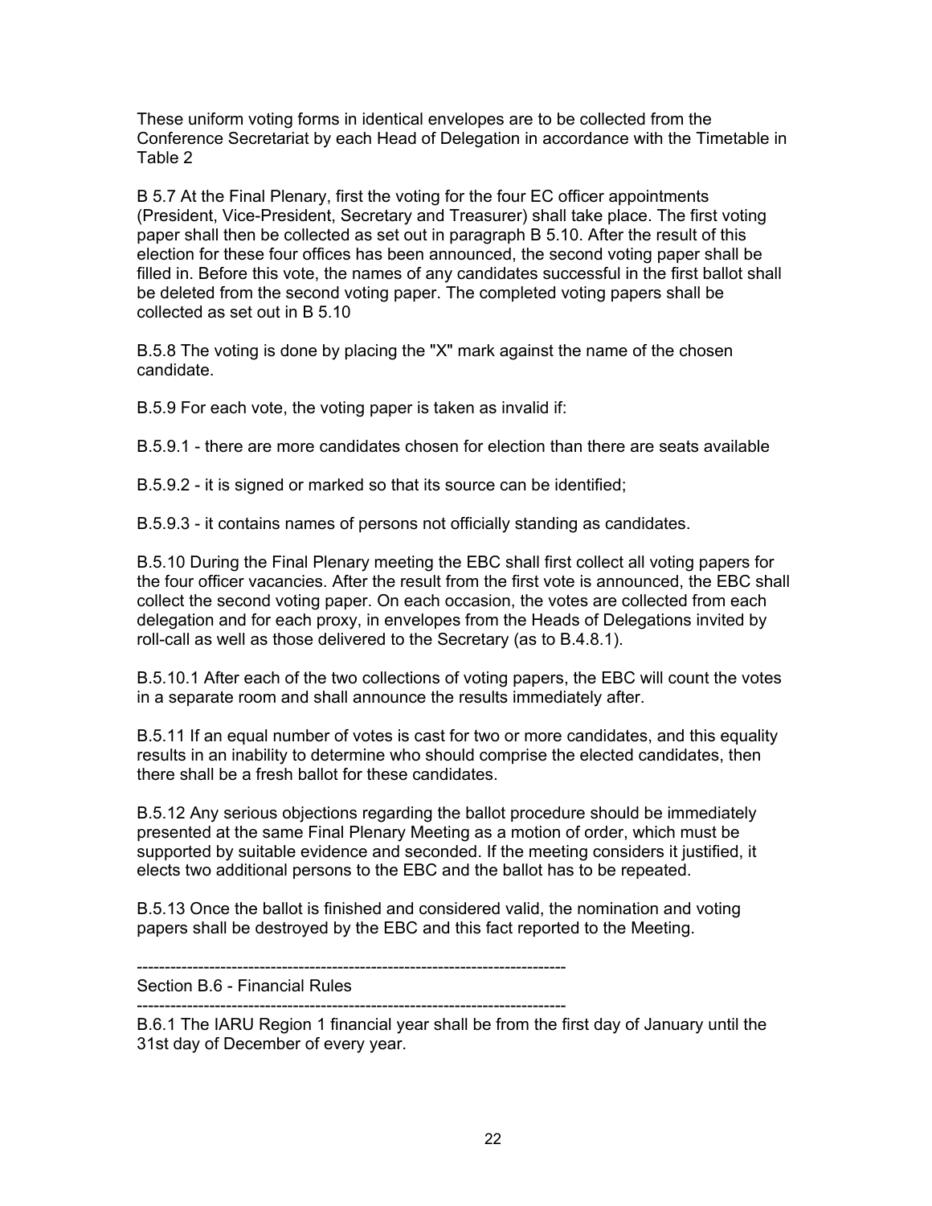These uniform voting forms in identical envelopes are to be collected from the Conference Secretariat by each Head of Delegation in accordance with the Timetable in Table 2

B 5.7 At the Final Plenary, first the voting for the four EC officer appointments (President, Vice-President, Secretary and Treasurer) shall take place. The first voting paper shall then be collected as set out in paragraph B 5.10. After the result of this election for these four offices has been announced, the second voting paper shall be filled in. Before this vote, the names of any candidates successful in the first ballot shall be deleted from the second voting paper. The completed voting papers shall be collected as set out in B 5.10

B.5.8 The voting is done by placing the "X" mark against the name of the chosen candidate.

B.5.9 For each vote, the voting paper is taken as invalid if:

B.5.9.1 - there are more candidates chosen for election than there are seats available

B.5.9.2 - it is signed or marked so that its source can be identified;

B.5.9.3 - it contains names of persons not officially standing as candidates.

B.5.10 During the Final Plenary meeting the EBC shall first collect all voting papers for the four officer vacancies. After the result from the first vote is announced, the EBC shall collect the second voting paper. On each occasion, the votes are collected from each delegation and for each proxy, in envelopes from the Heads of Delegations invited by roll-call as well as those delivered to the Secretary (as to B.4.8.1).

B.5.10.1 After each of the two collections of voting papers, the EBC will count the votes in a separate room and shall announce the results immediately after.

B.5.11 If an equal number of votes is cast for two or more candidates, and this equality results in an inability to determine who should comprise the elected candidates, then there shall be a fresh ballot for these candidates.

B.5.12 Any serious objections regarding the ballot procedure should be immediately presented at the same Final Plenary Meeting as a motion of order, which must be supported by suitable evidence and seconded. If the meeting considers it justified, it elects two additional persons to the EBC and the ballot has to be repeated.

B.5.13 Once the ballot is finished and considered valid, the nomination and voting papers shall be destroyed by the EBC and this fact reported to the Meeting.

---

## Section B.6 - Financial Rules

---

B.6.1 The IARU Region 1 financial year shall be from the first day of January until the 31st day of December of every year.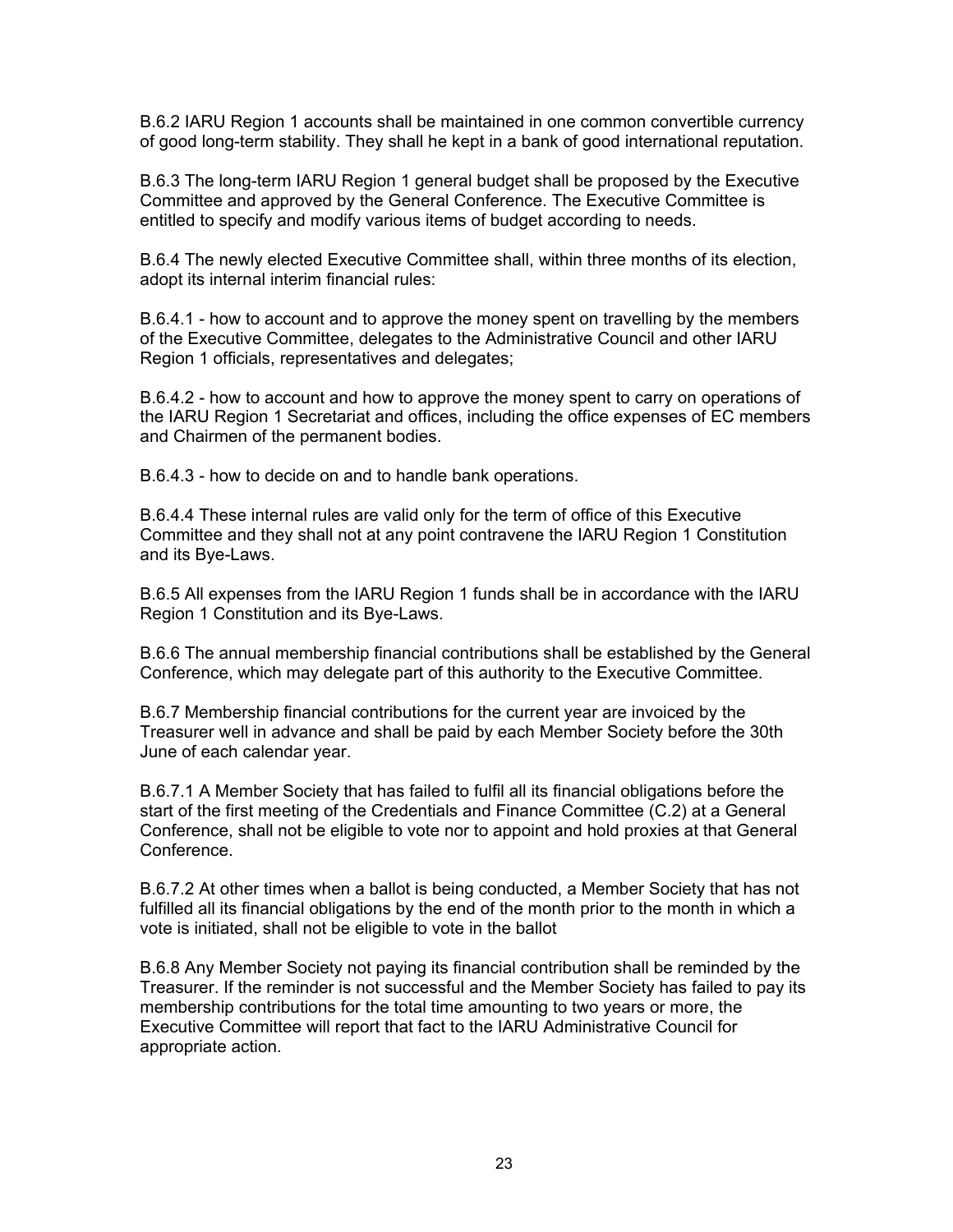B.6.2 IARU Region 1 accounts shall be maintained in one common convertible currency of good long-term stability. They shall he kept in a bank of good international reputation.

B.6.3 The long-term IARU Region 1 general budget shall be proposed by the Executive Committee and approved by the General Conference. The Executive Committee is entitled to specify and modify various items of budget according to needs.

B.6.4 The newly elected Executive Committee shall, within three months of its election, adopt its internal interim financial rules:

B.6.4.1 - how to account and to approve the money spent on travelling by the members of the Executive Committee, delegates to the Administrative Council and other IARU Region 1 officials, representatives and delegates;

B.6.4.2 - how to account and how to approve the money spent to carry on operations of the IARU Region 1 Secretariat and offices, including the office expenses of EC members and Chairmen of the permanent bodies.

B.6.4.3 - how to decide on and to handle bank operations.

B.6.4.4 These internal rules are valid only for the term of office of this Executive Committee and they shall not at any point contravene the IARU Region 1 Constitution and its Bye-Laws.

B.6.5 All expenses from the IARU Region 1 funds shall be in accordance with the IARU Region 1 Constitution and its Bye-Laws.

B.6.6 The annual membership financial contributions shall be established by the General Conference, which may delegate part of this authority to the Executive Committee.

B.6.7 Membership financial contributions for the current year are invoiced by the Treasurer well in advance and shall be paid by each Member Society before the 30th June of each calendar year.

B.6.7.1 A Member Society that has failed to fulfil all its financial obligations before the start of the first meeting of the Credentials and Finance Committee (C.2) at a General Conference, shall not be eligible to vote nor to appoint and hold proxies at that General Conference.

B.6.7.2 At other times when a ballot is being conducted, a Member Society that has not fulfilled all its financial obligations by the end of the month prior to the month in which a vote is initiated, shall not be eligible to vote in the ballot

B.6.8 Any Member Society not paying its financial contribution shall be reminded by the Treasurer. If the reminder is not successful and the Member Society has failed to pay its membership contributions for the total time amounting to two years or more, the Executive Committee will report that fact to the IARU Administrative Council for appropriate action.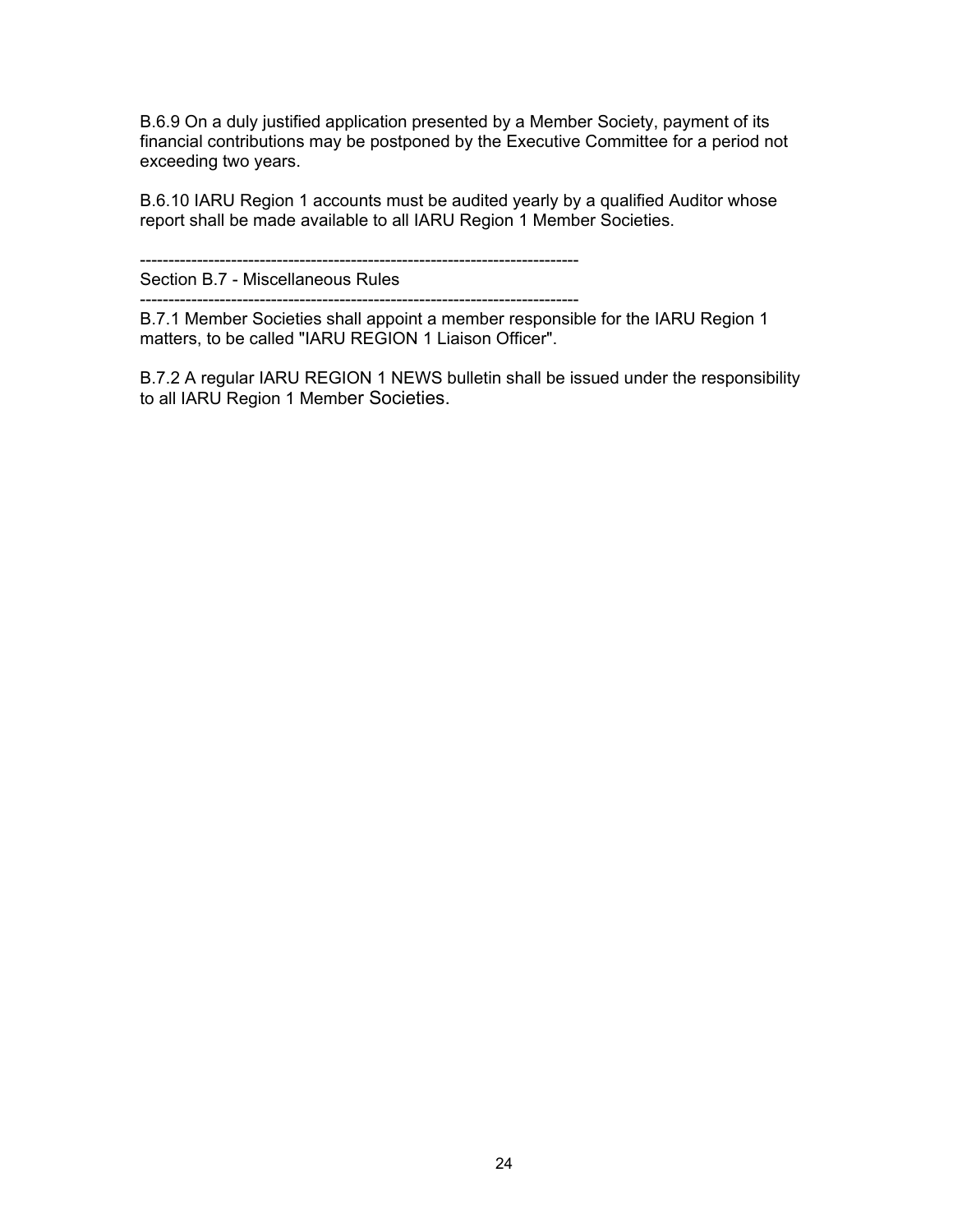B.6.9 On a duly justified application presented by a Member Society, payment of its financial contributions may be postponed by the Executive Committee for a period not exceeding two years.

B.6.10 IARU Region 1 accounts must be audited yearly by a qualified Auditor whose report shall be made available to all IARU Region 1 Member Societies.

---

## Section B.7 - Miscellaneous Rules

---

B.7.1 Member Societies shall appoint a member responsible for the IARU Region 1 matters, to be called "IARU REGION 1 Liaison Officer".

B.7.2 A regular IARU REGION 1 NEWS bulletin shall be issued under the responsibility to all IARU Region 1 Member Societies.